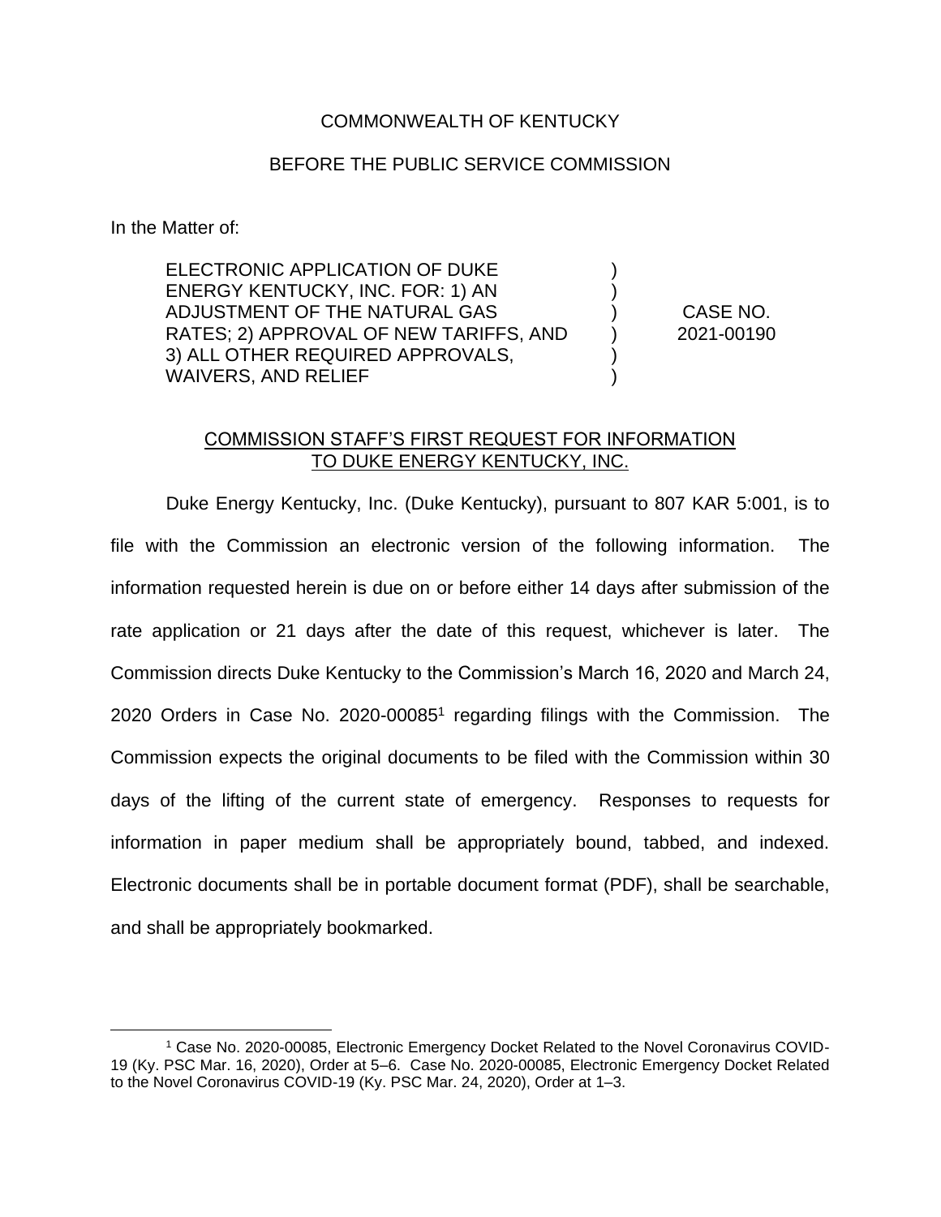COMMONWEALTH OF KENTUCKY

BEFORE THE PUBLIC SERVICE COMMISSION

In the Matter of:

| | | |
|---|---|---|
| ELECTRONIC APPLICATION OF DUKE ENERGY KENTUCKY, INC. FOR: 1) AN ADJUSTMENT OF THE NATURAL GAS RATES; 2) APPROVAL OF NEW TARIFFS, AND 3) ALL OTHER REQUIRED APPROVALS, WAIVERS, AND RELIEF | ) ) ) ) ) ) | CASE NO. 2021-00190 |

COMMISSION STAFF'S FIRST REQUEST FOR INFORMATION TO DUKE ENERGY KENTUCKY, INC.

Duke Energy Kentucky, Inc. (Duke Kentucky), pursuant to 807 KAR 5:001, is to file with the Commission an electronic version of the following information. The information requested herein is due on or before either 14 days after submission of the rate application or 21 days after the date of this request, whichever is later. The Commission directs Duke Kentucky to the Commission's March 16, 2020 and March 24, 2020 Orders in Case No. 2020-00085[1] regarding filings with the Commission. The Commission expects the original documents to be filed with the Commission within 30 days of the lifting of the current state of emergency. Responses to requests for information in paper medium shall be appropriately bound, tabbed, and indexed. Electronic documents shall be in portable document format (PDF), shall be searchable, and shall be appropriately bookmarked.

[1] Case No. 2020-00085, Electronic Emergency Docket Related to the Novel Coronavirus COVID-19 (Ky. PSC Mar. 16, 2020), Order at 5–6. Case No. 2020-00085, Electronic Emergency Docket Related to the Novel Coronavirus COVID-19 (Ky. PSC Mar. 24, 2020), Order at 1–3.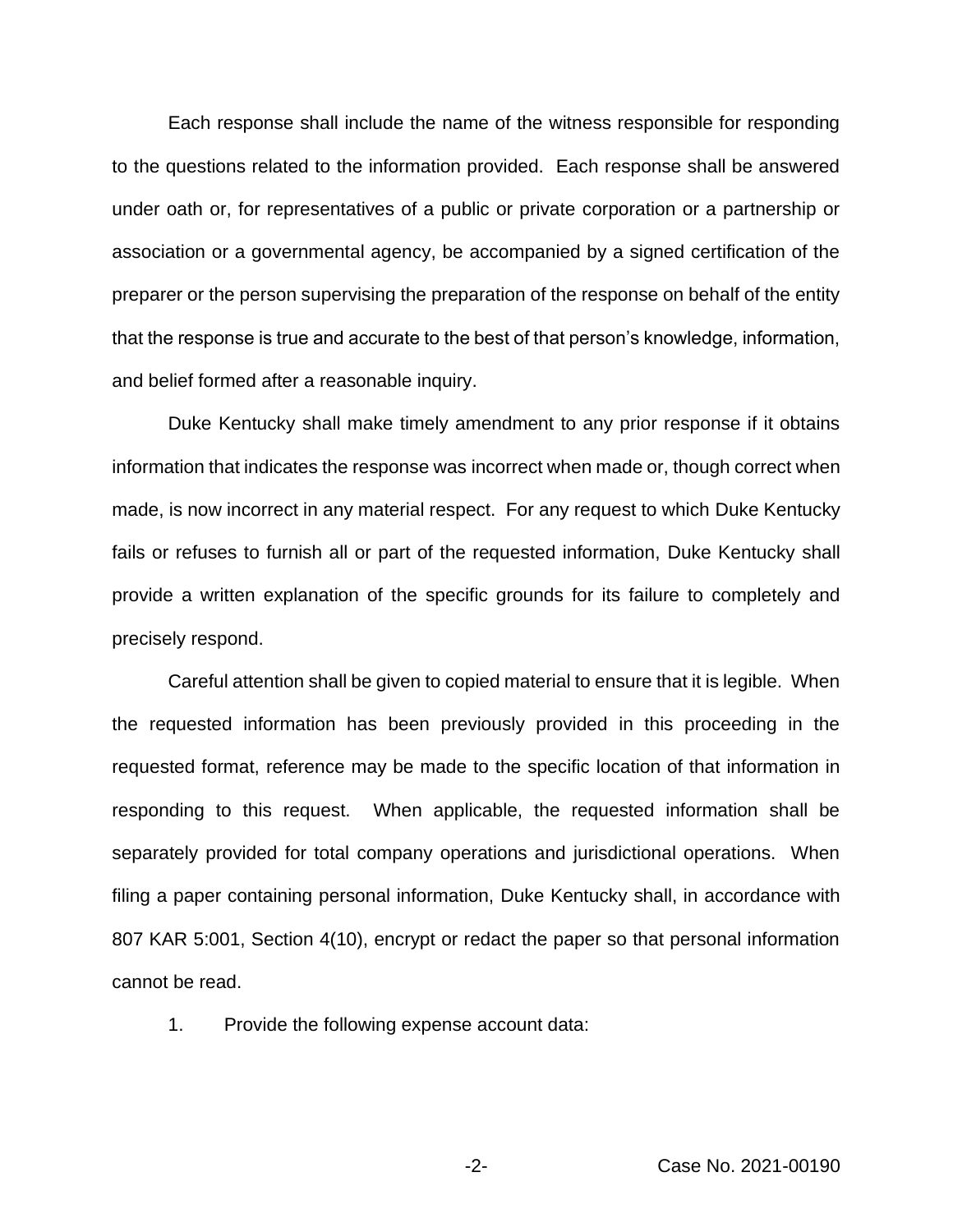Each response shall include the name of the witness responsible for responding to the questions related to the information provided. Each response shall be answered under oath or, for representatives of a public or private corporation or a partnership or association or a governmental agency, be accompanied by a signed certification of the preparer or the person supervising the preparation of the response on behalf of the entity that the response is true and accurate to the best of that person's knowledge, information, and belief formed after a reasonable inquiry.

Duke Kentucky shall make timely amendment to any prior response if it obtains information that indicates the response was incorrect when made or, though correct when made, is now incorrect in any material respect. For any request to which Duke Kentucky fails or refuses to furnish all or part of the requested information, Duke Kentucky shall provide a written explanation of the specific grounds for its failure to completely and precisely respond.

Careful attention shall be given to copied material to ensure that it is legible. When the requested information has been previously provided in this proceeding in the requested format, reference may be made to the specific location of that information in responding to this request. When applicable, the requested information shall be separately provided for total company operations and jurisdictional operations. When filing a paper containing personal information, Duke Kentucky shall, in accordance with 807 KAR 5:001, Section 4(10), encrypt or redact the paper so that personal information cannot be read.

1. Provide the following expense account data: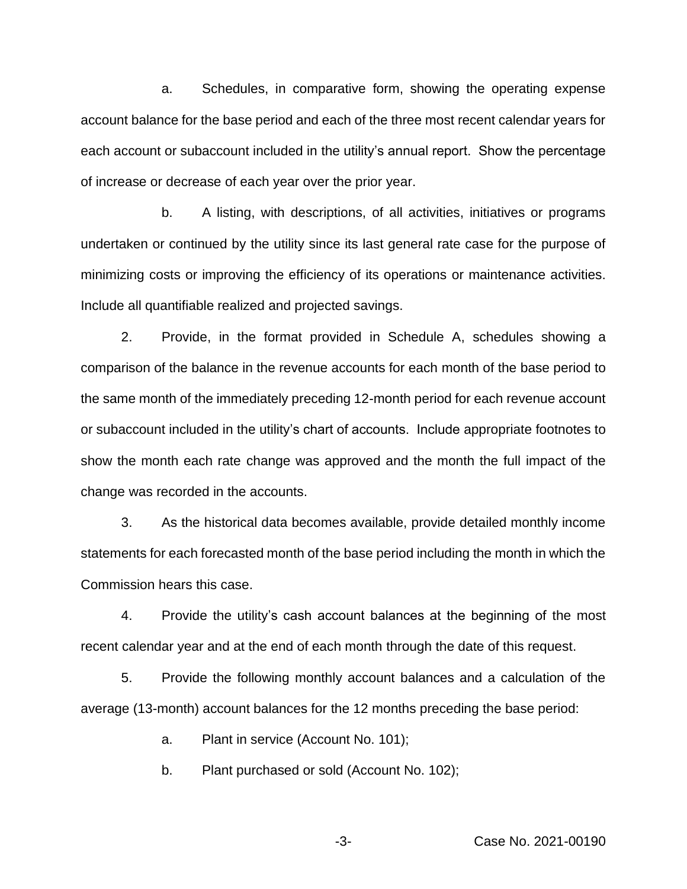a. Schedules, in comparative form, showing the operating expense account balance for the base period and each of the three most recent calendar years for each account or subaccount included in the utility's annual report. Show the percentage of increase or decrease of each year over the prior year.

b. A listing, with descriptions, of all activities, initiatives or programs undertaken or continued by the utility since its last general rate case for the purpose of minimizing costs or improving the efficiency of its operations or maintenance activities. Include all quantifiable realized and projected savings.

2. Provide, in the format provided in Schedule A, schedules showing a comparison of the balance in the revenue accounts for each month of the base period to the same month of the immediately preceding 12-month period for each revenue account or subaccount included in the utility's chart of accounts. Include appropriate footnotes to show the month each rate change was approved and the month the full impact of the change was recorded in the accounts.

3. As the historical data becomes available, provide detailed monthly income statements for each forecasted month of the base period including the month in which the Commission hears this case.

4. Provide the utility's cash account balances at the beginning of the most recent calendar year and at the end of each month through the date of this request.

5. Provide the following monthly account balances and a calculation of the average (13-month) account balances for the 12 months preceding the base period:

a. Plant in service (Account No. 101);

b. Plant purchased or sold (Account No. 102);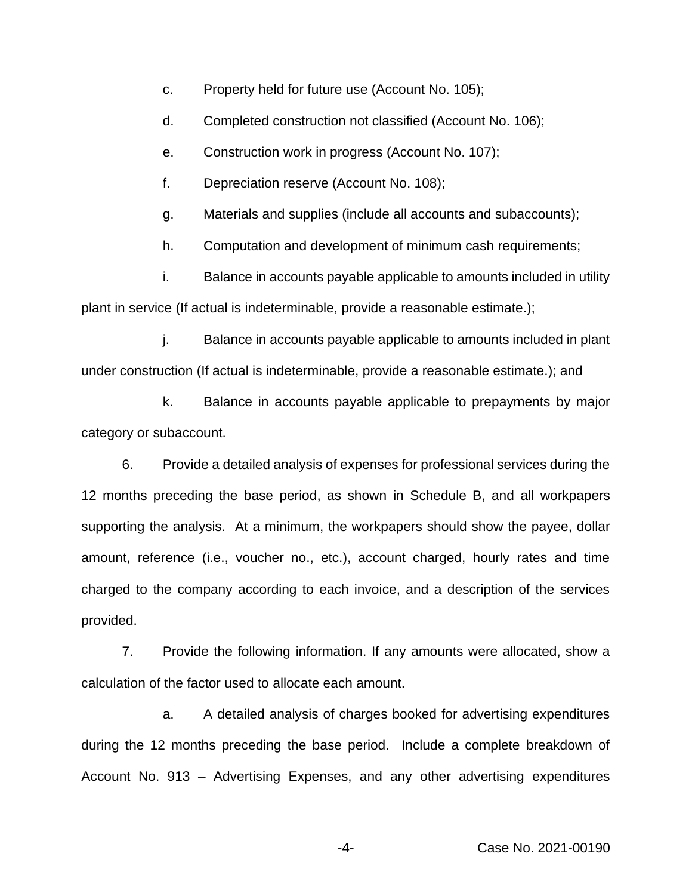c. Property held for future use (Account No. 105);

d. Completed construction not classified (Account No. 106);

e. Construction work in progress (Account No. 107);

f. Depreciation reserve (Account No. 108);

g. Materials and supplies (include all accounts and subaccounts);

h. Computation and development of minimum cash requirements;

i. Balance in accounts payable applicable to amounts included in utility plant in service (If actual is indeterminable, provide a reasonable estimate.);

j. Balance in accounts payable applicable to amounts included in plant under construction (If actual is indeterminable, provide a reasonable estimate.); and

k. Balance in accounts payable applicable to prepayments by major category or subaccount.

6. Provide a detailed analysis of expenses for professional services during the 12 months preceding the base period, as shown in Schedule B, and all workpapers supporting the analysis. At a minimum, the workpapers should show the payee, dollar amount, reference (i.e., voucher no., etc.), account charged, hourly rates and time charged to the company according to each invoice, and a description of the services provided.

7. Provide the following information. If any amounts were allocated, show a calculation of the factor used to allocate each amount.

a. A detailed analysis of charges booked for advertising expenditures during the 12 months preceding the base period. Include a complete breakdown of Account No. 913 – Advertising Expenses, and any other advertising expenditures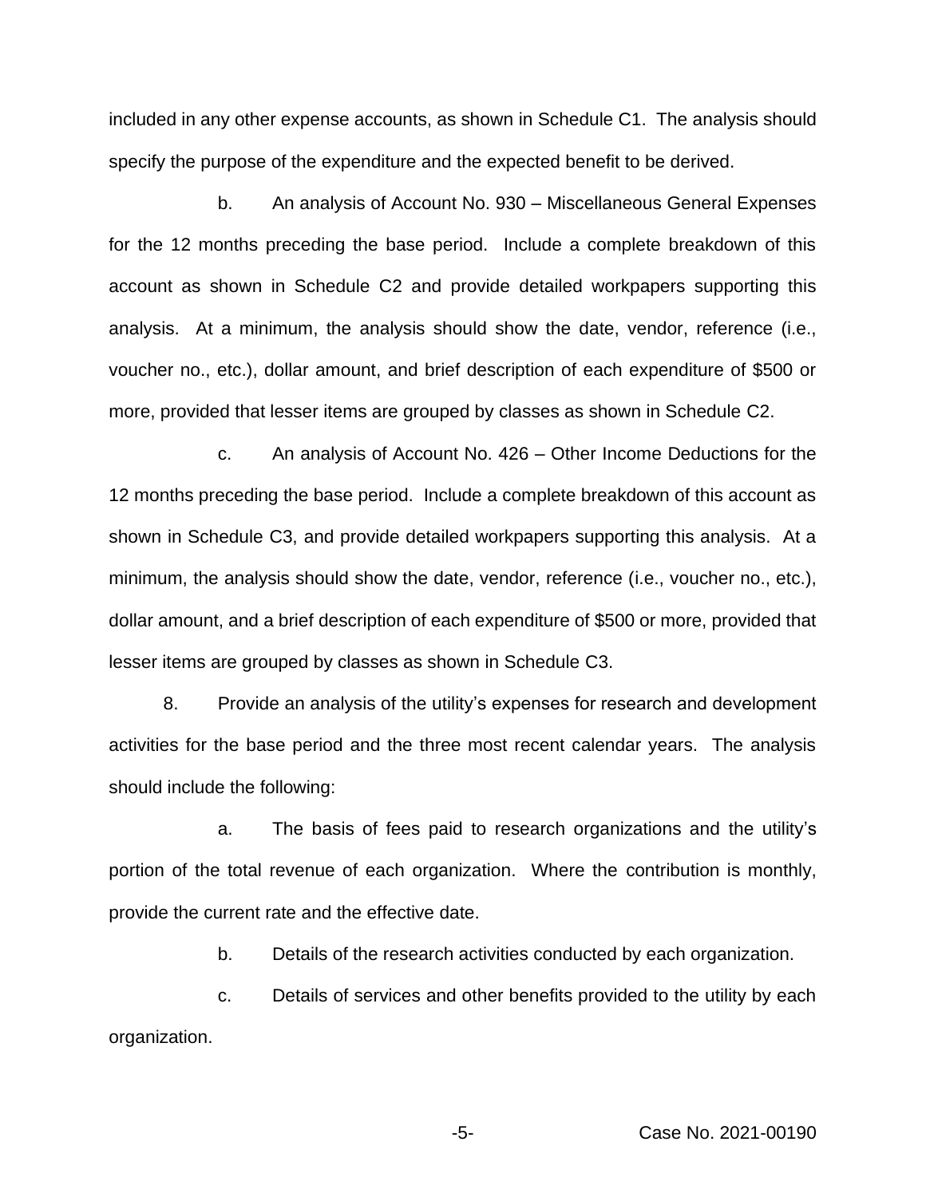included in any other expense accounts, as shown in Schedule C1. The analysis should specify the purpose of the expenditure and the expected benefit to be derived.

b. An analysis of Account No. 930 – Miscellaneous General Expenses for the 12 months preceding the base period. Include a complete breakdown of this account as shown in Schedule C2 and provide detailed workpapers supporting this analysis. At a minimum, the analysis should show the date, vendor, reference (i.e., voucher no., etc.), dollar amount, and brief description of each expenditure of $500 or more, provided that lesser items are grouped by classes as shown in Schedule C2.

c. An analysis of Account No. 426 – Other Income Deductions for the 12 months preceding the base period. Include a complete breakdown of this account as shown in Schedule C3, and provide detailed workpapers supporting this analysis. At a minimum, the analysis should show the date, vendor, reference (i.e., voucher no., etc.), dollar amount, and a brief description of each expenditure of $500 or more, provided that lesser items are grouped by classes as shown in Schedule C3.

8. Provide an analysis of the utility's expenses for research and development activities for the base period and the three most recent calendar years. The analysis should include the following:

a. The basis of fees paid to research organizations and the utility's portion of the total revenue of each organization. Where the contribution is monthly, provide the current rate and the effective date.

b. Details of the research activities conducted by each organization.

c. Details of services and other benefits provided to the utility by each organization.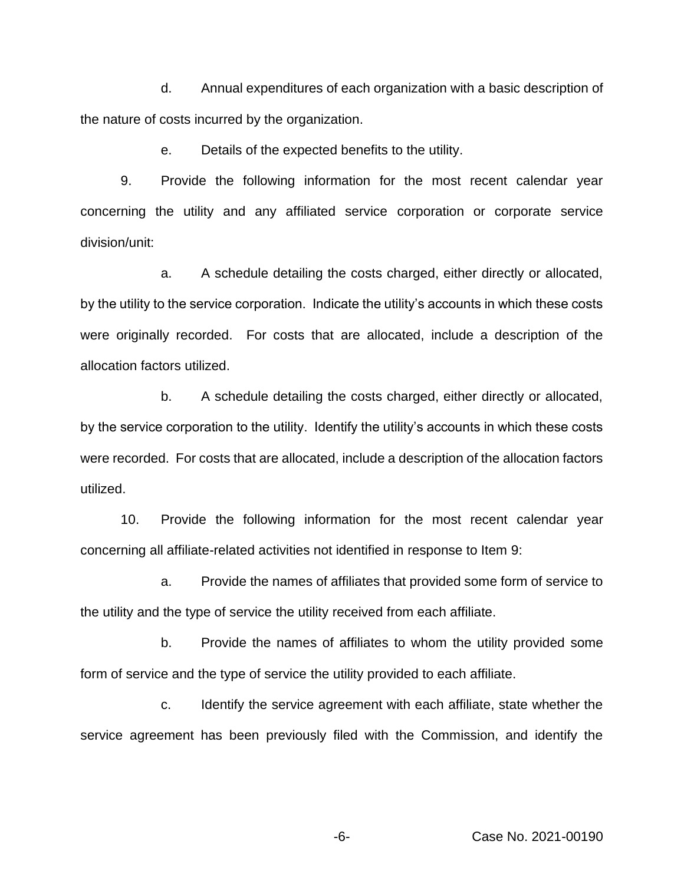d. Annual expenditures of each organization with a basic description of the nature of costs incurred by the organization.

e. Details of the expected benefits to the utility.

9. Provide the following information for the most recent calendar year concerning the utility and any affiliated service corporation or corporate service division/unit:

a. A schedule detailing the costs charged, either directly or allocated, by the utility to the service corporation. Indicate the utility's accounts in which these costs were originally recorded. For costs that are allocated, include a description of the allocation factors utilized.

b. A schedule detailing the costs charged, either directly or allocated, by the service corporation to the utility. Identify the utility's accounts in which these costs were recorded. For costs that are allocated, include a description of the allocation factors utilized.

10. Provide the following information for the most recent calendar year concerning all affiliate-related activities not identified in response to Item 9:

a. Provide the names of affiliates that provided some form of service to the utility and the type of service the utility received from each affiliate.

b. Provide the names of affiliates to whom the utility provided some form of service and the type of service the utility provided to each affiliate.

c. Identify the service agreement with each affiliate, state whether the service agreement has been previously filed with the Commission, and identify the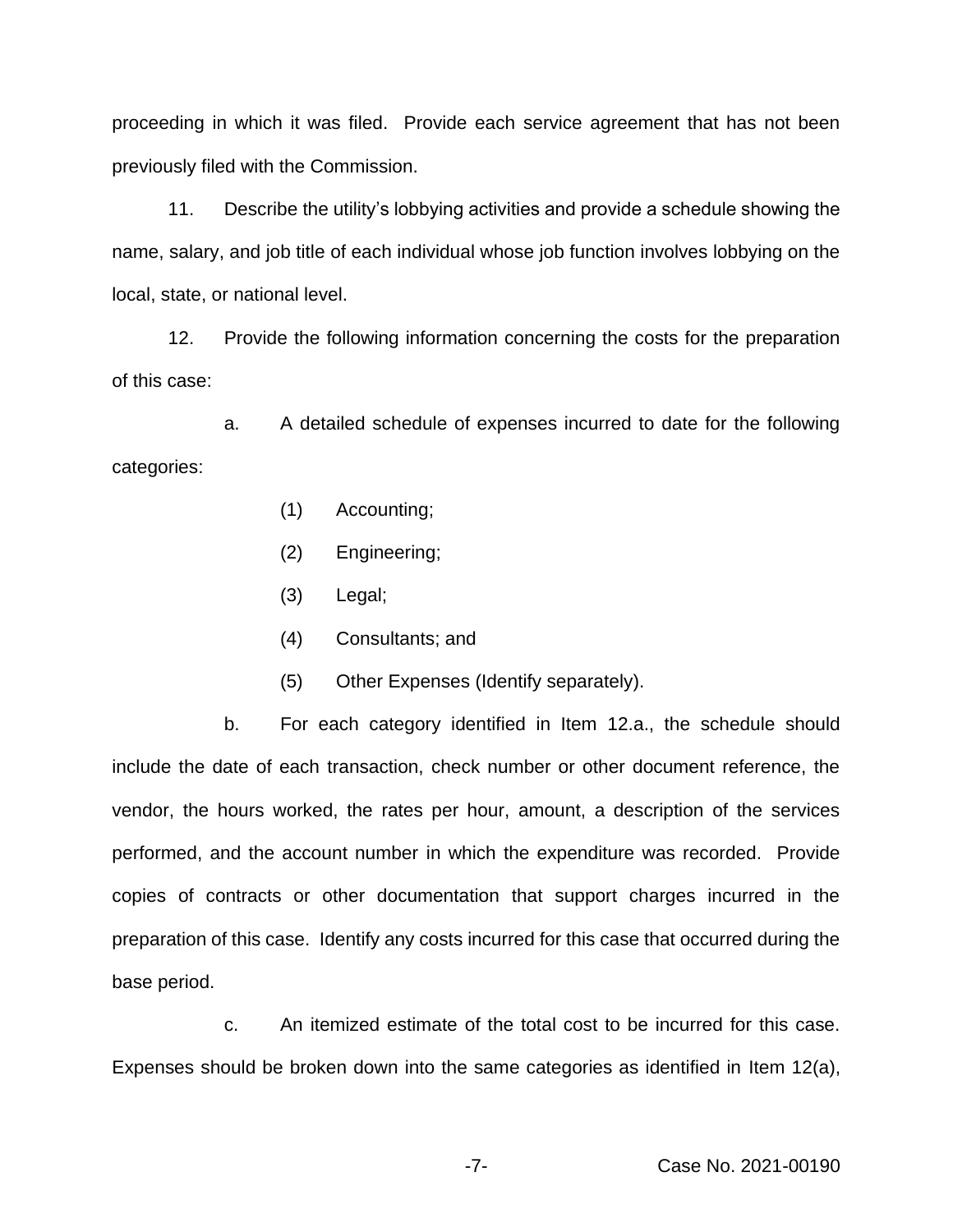proceeding in which it was filed. Provide each service agreement that has not been previously filed with the Commission.

11. Describe the utility's lobbying activities and provide a schedule showing the name, salary, and job title of each individual whose job function involves lobbying on the local, state, or national level.

12. Provide the following information concerning the costs for the preparation of this case:

a. A detailed schedule of expenses incurred to date for the following categories:

(1) Accounting;

(2) Engineering;

(3) Legal;

(4) Consultants; and

(5) Other Expenses (Identify separately).

b. For each category identified in Item 12.a., the schedule should include the date of each transaction, check number or other document reference, the vendor, the hours worked, the rates per hour, amount, a description of the services performed, and the account number in which the expenditure was recorded. Provide copies of contracts or other documentation that support charges incurred in the preparation of this case. Identify any costs incurred for this case that occurred during the base period.

c. An itemized estimate of the total cost to be incurred for this case. Expenses should be broken down into the same categories as identified in Item 12(a),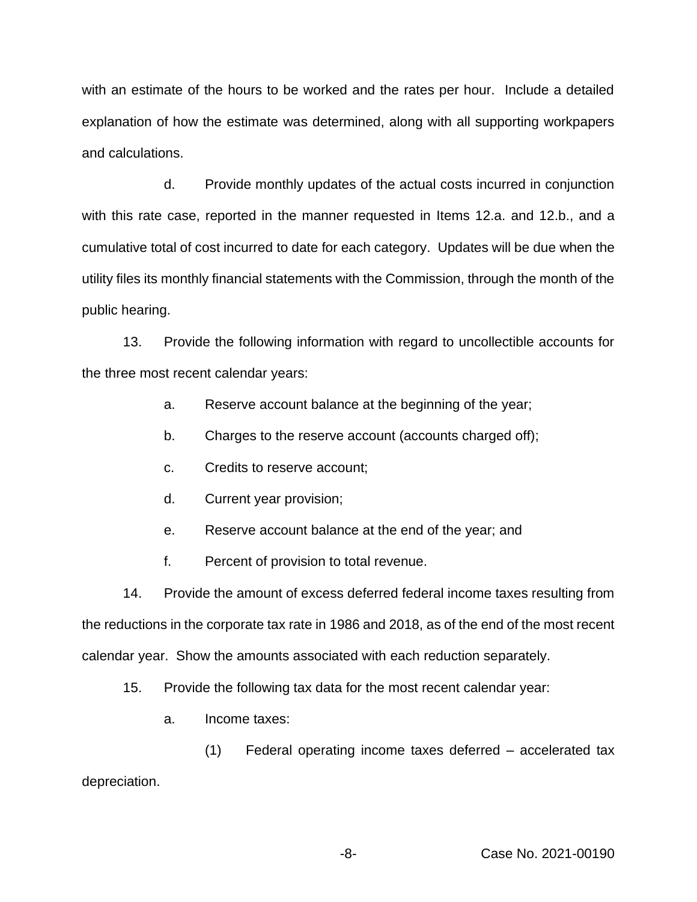with an estimate of the hours to be worked and the rates per hour. Include a detailed explanation of how the estimate was determined, along with all supporting workpapers and calculations.

d. Provide monthly updates of the actual costs incurred in conjunction with this rate case, reported in the manner requested in Items 12.a. and 12.b., and a cumulative total of cost incurred to date for each category. Updates will be due when the utility files its monthly financial statements with the Commission, through the month of the public hearing.

13. Provide the following information with regard to uncollectible accounts for the three most recent calendar years:

a. Reserve account balance at the beginning of the year;

b. Charges to the reserve account (accounts charged off);

c. Credits to reserve account;

d. Current year provision;

e. Reserve account balance at the end of the year; and

f. Percent of provision to total revenue.

14. Provide the amount of excess deferred federal income taxes resulting from the reductions in the corporate tax rate in 1986 and 2018, as of the end of the most recent calendar year. Show the amounts associated with each reduction separately.

15. Provide the following tax data for the most recent calendar year:

a. Income taxes:

(1) Federal operating income taxes deferred – accelerated tax depreciation.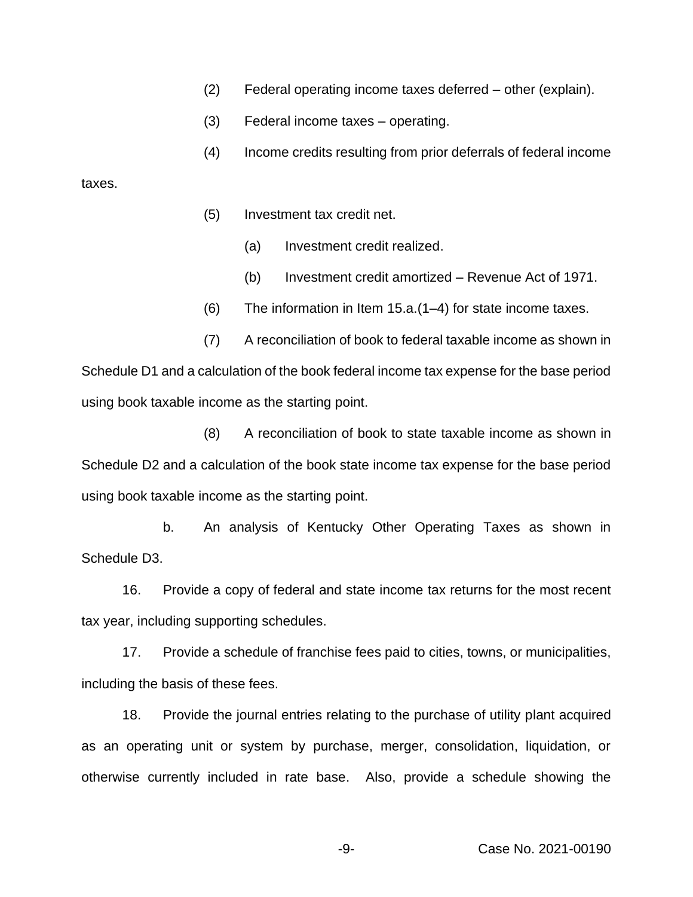(2) Federal operating income taxes deferred – other (explain).

(3) Federal income taxes – operating.

(4) Income credits resulting from prior deferrals of federal income taxes.

(5) Investment tax credit net.

(a) Investment credit realized.

(b) Investment credit amortized – Revenue Act of 1971.

(6) The information in Item 15.a.(1–4) for state income taxes.

(7) A reconciliation of book to federal taxable income as shown in Schedule D1 and a calculation of the book federal income tax expense for the base period using book taxable income as the starting point.

(8) A reconciliation of book to state taxable income as shown in Schedule D2 and a calculation of the book state income tax expense for the base period using book taxable income as the starting point.

b. An analysis of Kentucky Other Operating Taxes as shown in Schedule D3.

16. Provide a copy of federal and state income tax returns for the most recent tax year, including supporting schedules.

17. Provide a schedule of franchise fees paid to cities, towns, or municipalities, including the basis of these fees.

18. Provide the journal entries relating to the purchase of utility plant acquired as an operating unit or system by purchase, merger, consolidation, liquidation, or otherwise currently included in rate base. Also, provide a schedule showing the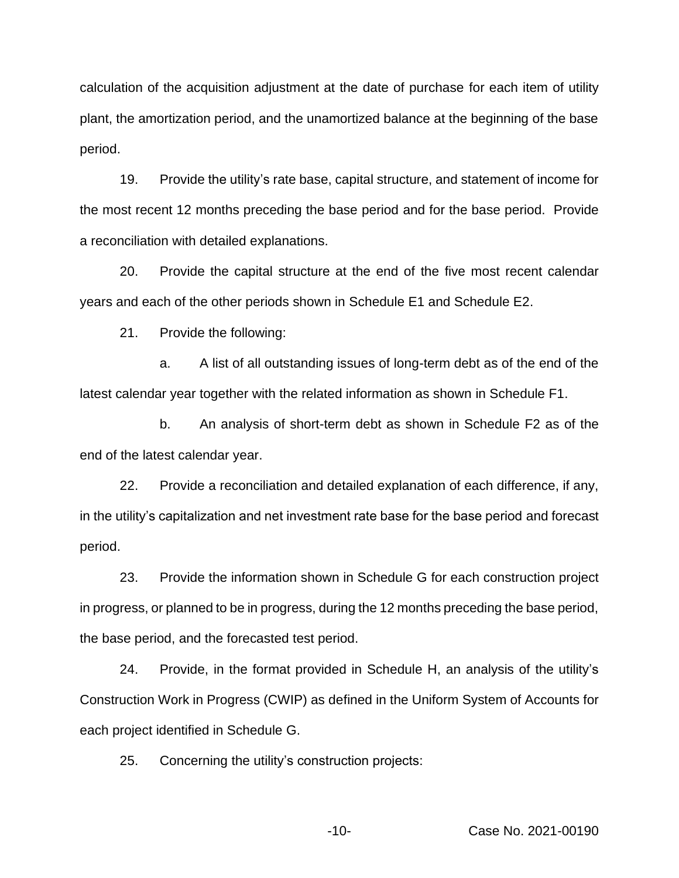calculation of the acquisition adjustment at the date of purchase for each item of utility plant, the amortization period, and the unamortized balance at the beginning of the base period.

19. Provide the utility's rate base, capital structure, and statement of income for the most recent 12 months preceding the base period and for the base period. Provide a reconciliation with detailed explanations.

20. Provide the capital structure at the end of the five most recent calendar years and each of the other periods shown in Schedule E1 and Schedule E2.

21. Provide the following:

a. A list of all outstanding issues of long-term debt as of the end of the latest calendar year together with the related information as shown in Schedule F1.

b. An analysis of short-term debt as shown in Schedule F2 as of the end of the latest calendar year.

22. Provide a reconciliation and detailed explanation of each difference, if any, in the utility's capitalization and net investment rate base for the base period and forecast period.

23. Provide the information shown in Schedule G for each construction project in progress, or planned to be in progress, during the 12 months preceding the base period, the base period, and the forecasted test period.

24. Provide, in the format provided in Schedule H, an analysis of the utility's Construction Work in Progress (CWIP) as defined in the Uniform System of Accounts for each project identified in Schedule G.

25. Concerning the utility's construction projects: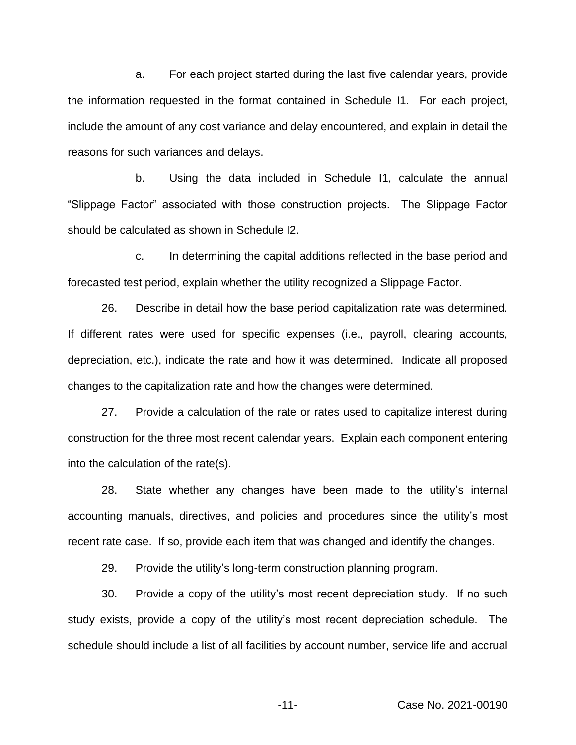a. For each project started during the last five calendar years, provide the information requested in the format contained in Schedule I1. For each project, include the amount of any cost variance and delay encountered, and explain in detail the reasons for such variances and delays.

b. Using the data included in Schedule I1, calculate the annual "Slippage Factor" associated with those construction projects. The Slippage Factor should be calculated as shown in Schedule I2.

c. In determining the capital additions reflected in the base period and forecasted test period, explain whether the utility recognized a Slippage Factor.

26. Describe in detail how the base period capitalization rate was determined. If different rates were used for specific expenses (i.e., payroll, clearing accounts, depreciation, etc.), indicate the rate and how it was determined. Indicate all proposed changes to the capitalization rate and how the changes were determined.

27. Provide a calculation of the rate or rates used to capitalize interest during construction for the three most recent calendar years. Explain each component entering into the calculation of the rate(s).

28. State whether any changes have been made to the utility's internal accounting manuals, directives, and policies and procedures since the utility's most recent rate case. If so, provide each item that was changed and identify the changes.

29. Provide the utility's long-term construction planning program.

30. Provide a copy of the utility's most recent depreciation study. If no such study exists, provide a copy of the utility's most recent depreciation schedule. The schedule should include a list of all facilities by account number, service life and accrual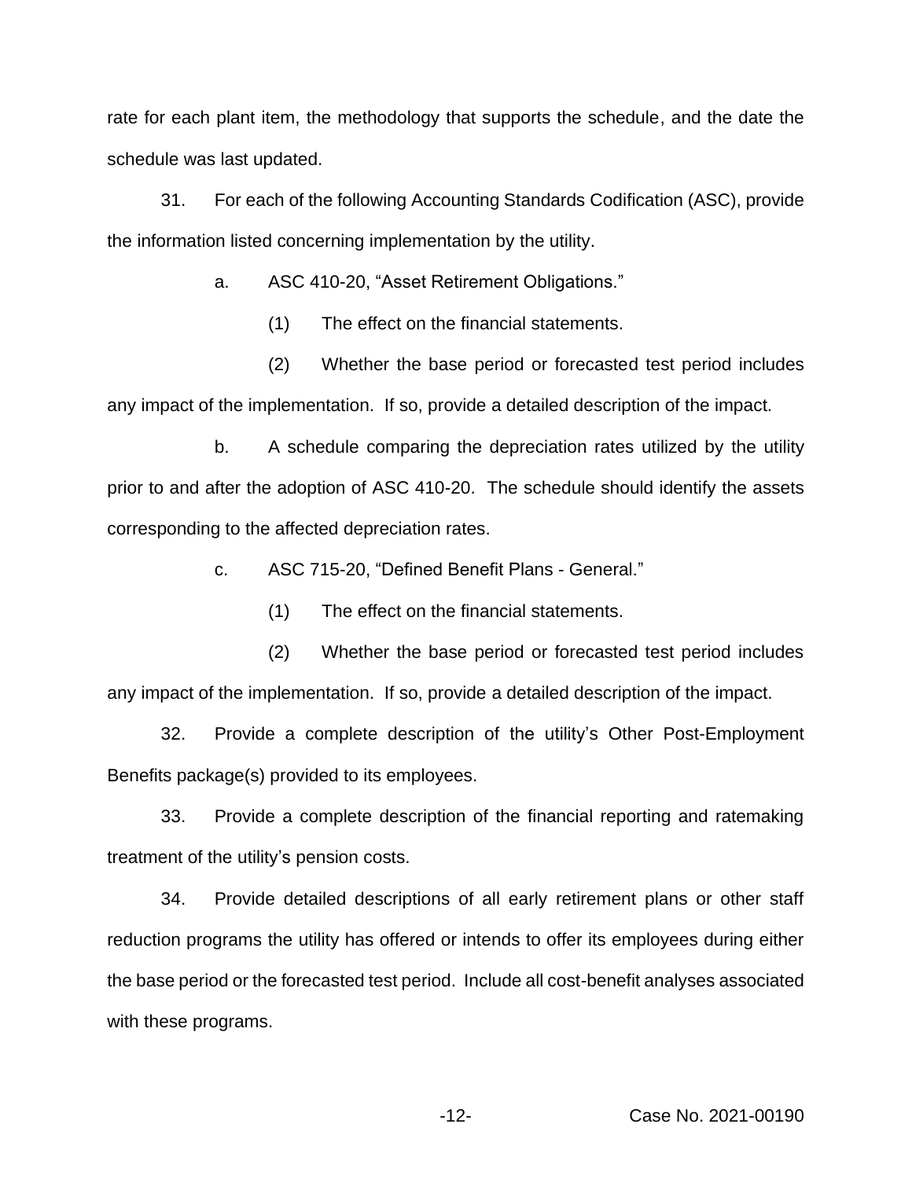rate for each plant item, the methodology that supports the schedule, and the date the schedule was last updated.

31. For each of the following Accounting Standards Codification (ASC), provide the information listed concerning implementation by the utility.

a. ASC 410-20, "Asset Retirement Obligations."

(1) The effect on the financial statements.

(2) Whether the base period or forecasted test period includes any impact of the implementation. If so, provide a detailed description of the impact.

b. A schedule comparing the depreciation rates utilized by the utility prior to and after the adoption of ASC 410-20. The schedule should identify the assets corresponding to the affected depreciation rates.

c. ASC 715-20, "Defined Benefit Plans - General."

(1) The effect on the financial statements.

(2) Whether the base period or forecasted test period includes any impact of the implementation. If so, provide a detailed description of the impact.

32. Provide a complete description of the utility's Other Post-Employment Benefits package(s) provided to its employees.

33. Provide a complete description of the financial reporting and ratemaking treatment of the utility's pension costs.

34. Provide detailed descriptions of all early retirement plans or other staff reduction programs the utility has offered or intends to offer its employees during either the base period or the forecasted test period. Include all cost-benefit analyses associated with these programs.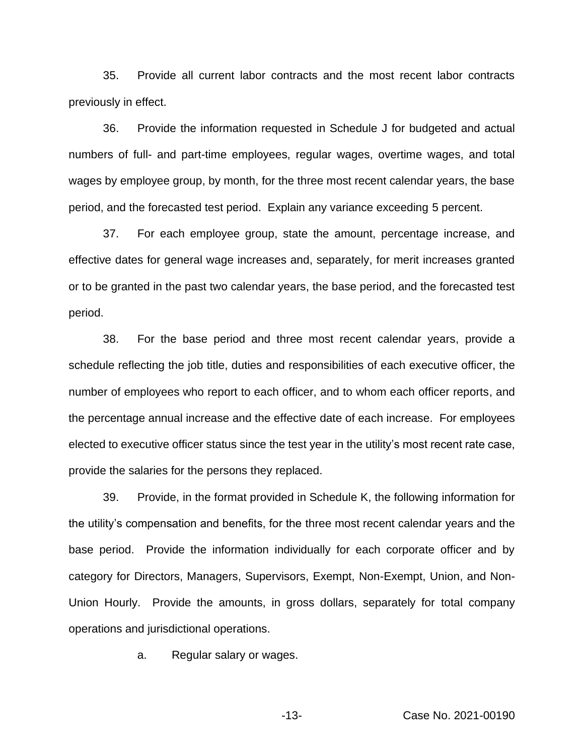35. Provide all current labor contracts and the most recent labor contracts previously in effect.

36. Provide the information requested in Schedule J for budgeted and actual numbers of full- and part-time employees, regular wages, overtime wages, and total wages by employee group, by month, for the three most recent calendar years, the base period, and the forecasted test period. Explain any variance exceeding 5 percent.

37. For each employee group, state the amount, percentage increase, and effective dates for general wage increases and, separately, for merit increases granted or to be granted in the past two calendar years, the base period, and the forecasted test period.

38. For the base period and three most recent calendar years, provide a schedule reflecting the job title, duties and responsibilities of each executive officer, the number of employees who report to each officer, and to whom each officer reports, and the percentage annual increase and the effective date of each increase. For employees elected to executive officer status since the test year in the utility's most recent rate case, provide the salaries for the persons they replaced.

39. Provide, in the format provided in Schedule K, the following information for the utility's compensation and benefits, for the three most recent calendar years and the base period. Provide the information individually for each corporate officer and by category for Directors, Managers, Supervisors, Exempt, Non-Exempt, Union, and Non-Union Hourly. Provide the amounts, in gross dollars, separately for total company operations and jurisdictional operations.

a. Regular salary or wages.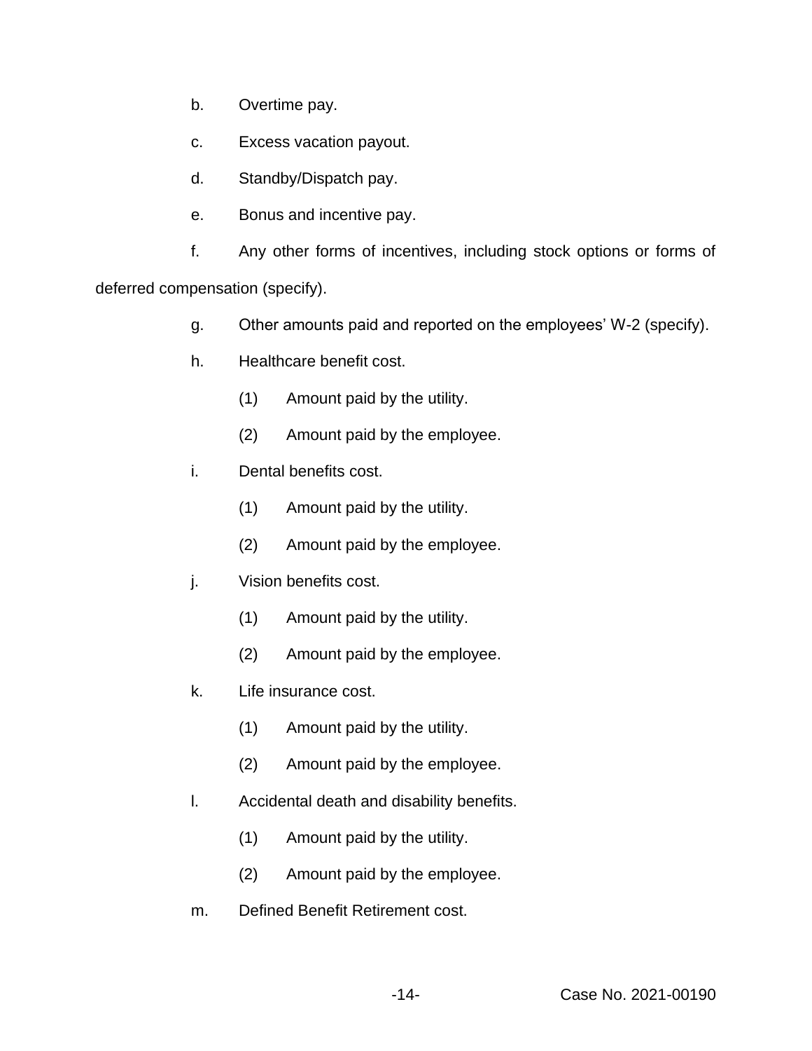b. Overtime pay.

c. Excess vacation payout.

d. Standby/Dispatch pay.

e. Bonus and incentive pay.

f. Any other forms of incentives, including stock options or forms of deferred compensation (specify).

g. Other amounts paid and reported on the employees' W-2 (specify).

h. Healthcare benefit cost.

(1) Amount paid by the utility.

(2) Amount paid by the employee.

i. Dental benefits cost.

(1) Amount paid by the utility.

(2) Amount paid by the employee.

j. Vision benefits cost.

(1) Amount paid by the utility.

(2) Amount paid by the employee.

k. Life insurance cost.

(1) Amount paid by the utility.

(2) Amount paid by the employee.

l. Accidental death and disability benefits.

(1) Amount paid by the utility.

(2) Amount paid by the employee.

m. Defined Benefit Retirement cost.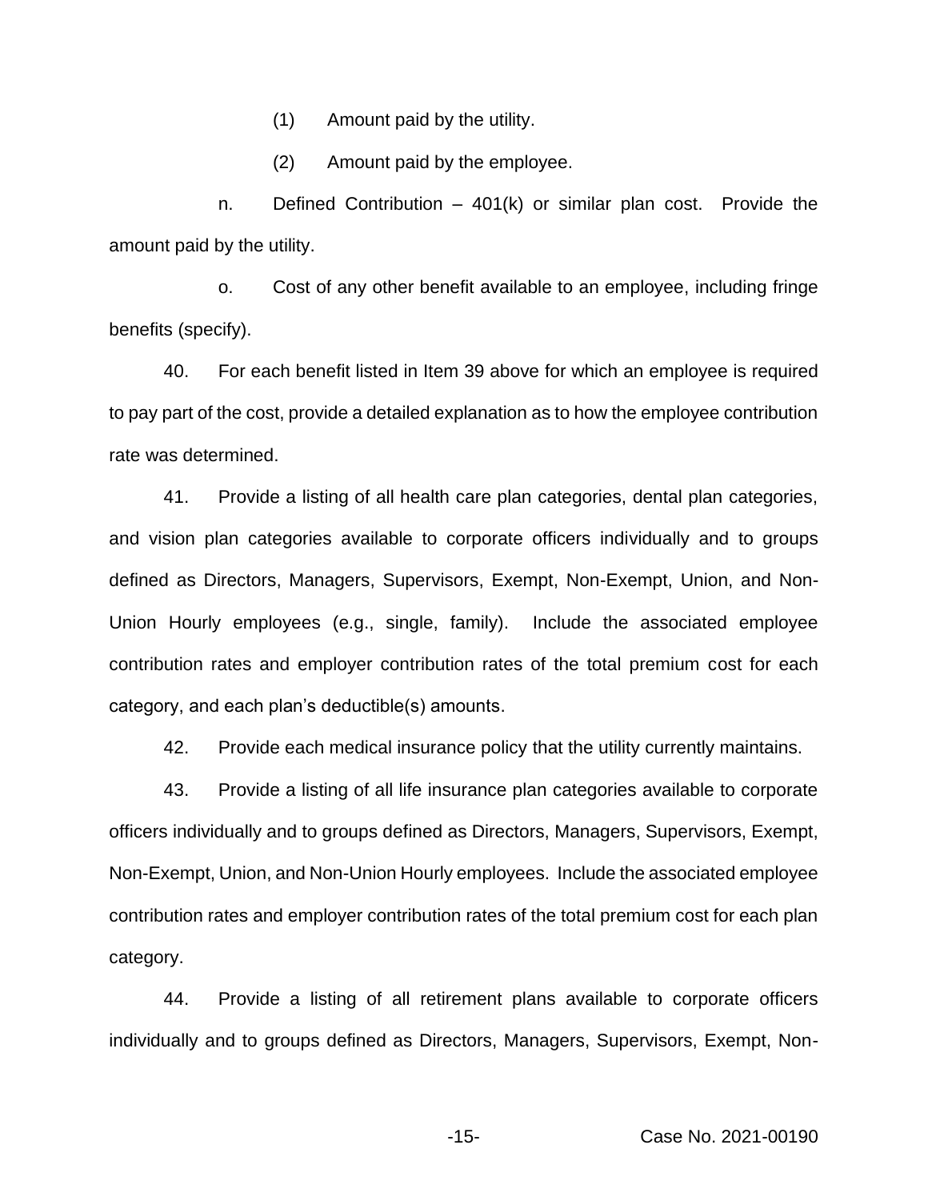(1) Amount paid by the utility.

(2) Amount paid by the employee.

n. Defined Contribution – 401(k) or similar plan cost. Provide the amount paid by the utility.

o. Cost of any other benefit available to an employee, including fringe benefits (specify).

40. For each benefit listed in Item 39 above for which an employee is required to pay part of the cost, provide a detailed explanation as to how the employee contribution rate was determined.

41. Provide a listing of all health care plan categories, dental plan categories, and vision plan categories available to corporate officers individually and to groups defined as Directors, Managers, Supervisors, Exempt, Non-Exempt, Union, and Non-Union Hourly employees (e.g., single, family). Include the associated employee contribution rates and employer contribution rates of the total premium cost for each category, and each plan's deductible(s) amounts.

42. Provide each medical insurance policy that the utility currently maintains.

43. Provide a listing of all life insurance plan categories available to corporate officers individually and to groups defined as Directors, Managers, Supervisors, Exempt, Non-Exempt, Union, and Non-Union Hourly employees. Include the associated employee contribution rates and employer contribution rates of the total premium cost for each plan category.

44. Provide a listing of all retirement plans available to corporate officers individually and to groups defined as Directors, Managers, Supervisors, Exempt, Non-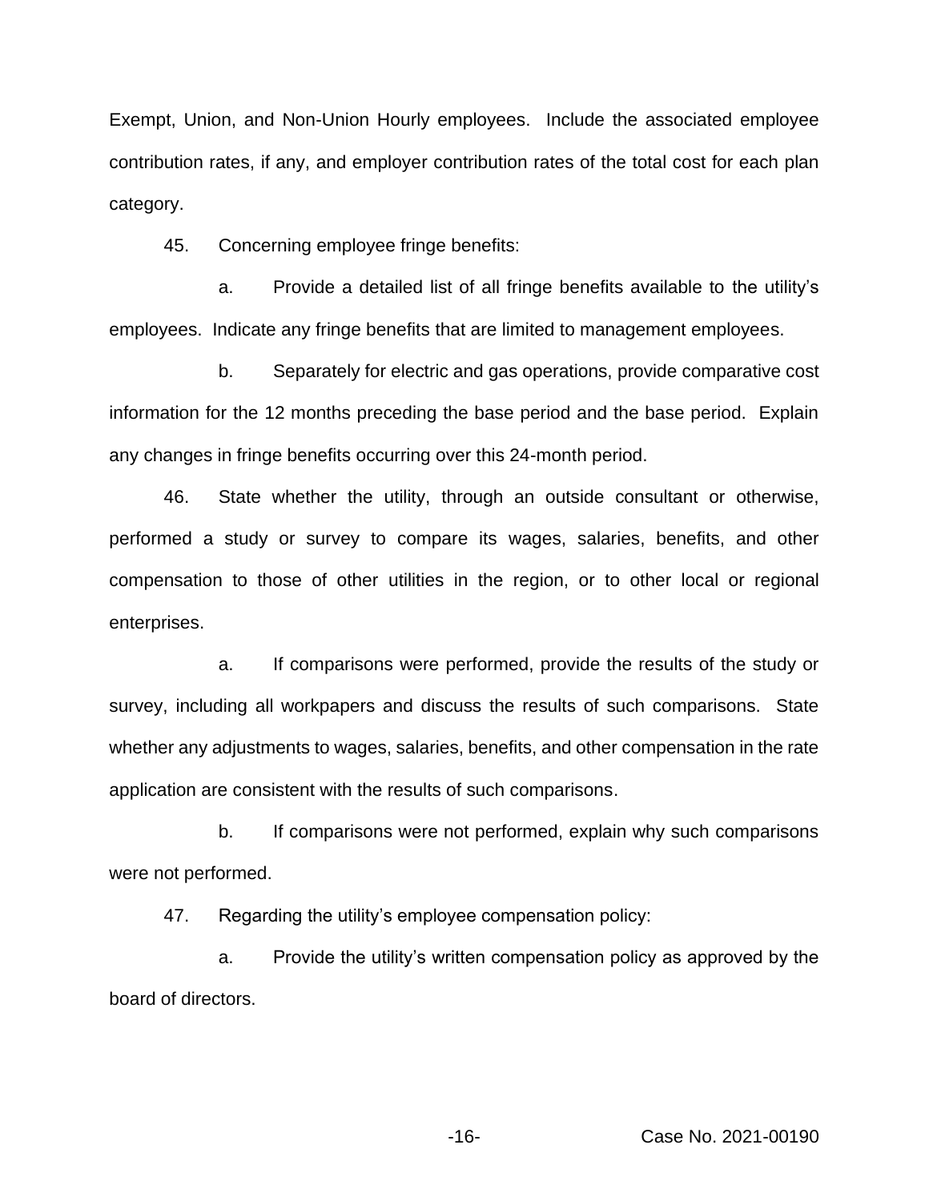Exempt, Union, and Non-Union Hourly employees. Include the associated employee contribution rates, if any, and employer contribution rates of the total cost for each plan category.

45. Concerning employee fringe benefits:

a. Provide a detailed list of all fringe benefits available to the utility's employees. Indicate any fringe benefits that are limited to management employees.

b. Separately for electric and gas operations, provide comparative cost information for the 12 months preceding the base period and the base period. Explain any changes in fringe benefits occurring over this 24-month period.

46. State whether the utility, through an outside consultant or otherwise, performed a study or survey to compare its wages, salaries, benefits, and other compensation to those of other utilities in the region, or to other local or regional enterprises.

a. If comparisons were performed, provide the results of the study or survey, including all workpapers and discuss the results of such comparisons. State whether any adjustments to wages, salaries, benefits, and other compensation in the rate application are consistent with the results of such comparisons.

b. If comparisons were not performed, explain why such comparisons were not performed.

47. Regarding the utility's employee compensation policy:

a. Provide the utility's written compensation policy as approved by the board of directors.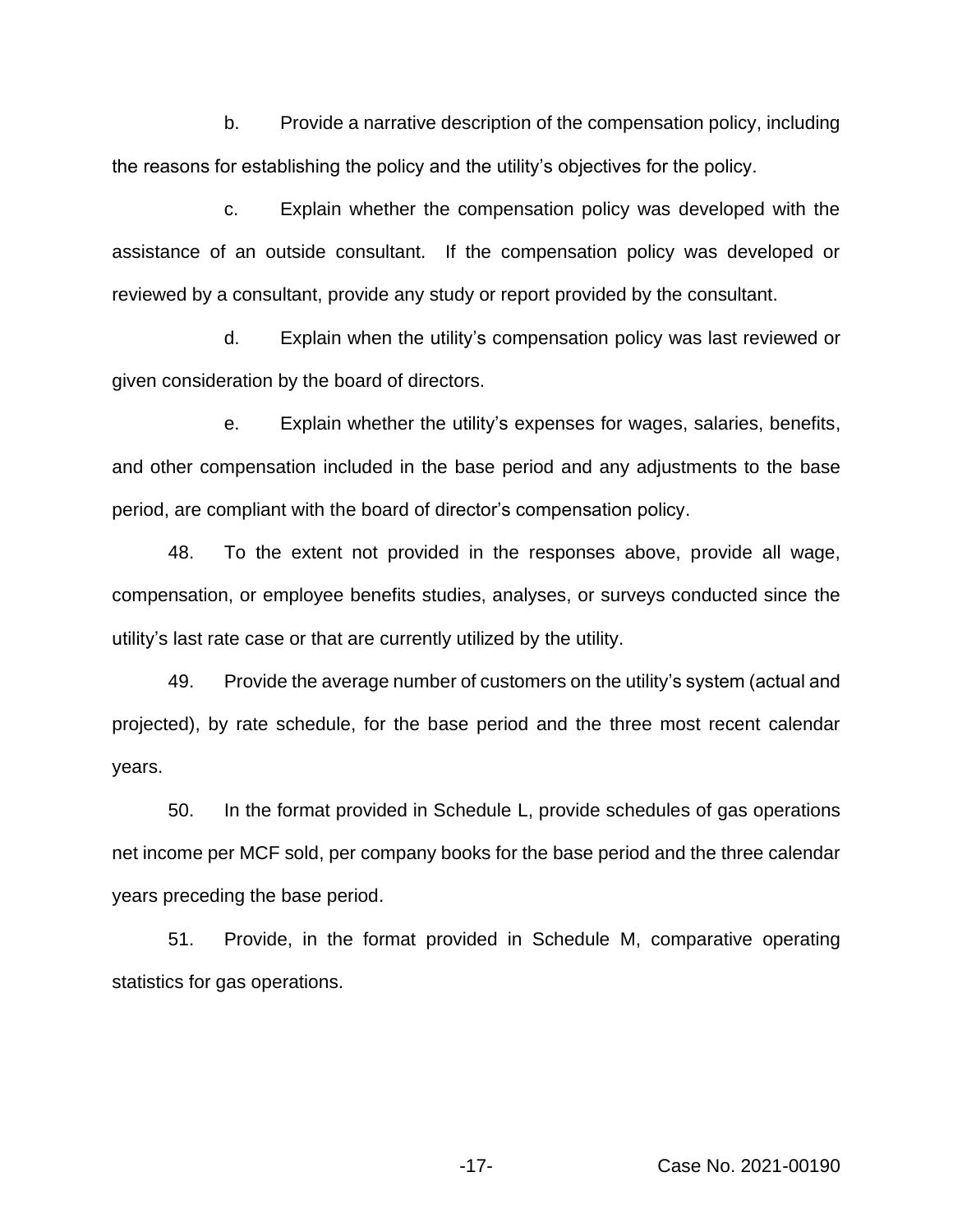b. Provide a narrative description of the compensation policy, including the reasons for establishing the policy and the utility's objectives for the policy.

c. Explain whether the compensation policy was developed with the assistance of an outside consultant. If the compensation policy was developed or reviewed by a consultant, provide any study or report provided by the consultant.

d. Explain when the utility's compensation policy was last reviewed or given consideration by the board of directors.

e. Explain whether the utility's expenses for wages, salaries, benefits, and other compensation included in the base period and any adjustments to the base period, are compliant with the board of director's compensation policy.

48. To the extent not provided in the responses above, provide all wage, compensation, or employee benefits studies, analyses, or surveys conducted since the utility's last rate case or that are currently utilized by the utility.

49. Provide the average number of customers on the utility's system (actual and projected), by rate schedule, for the base period and the three most recent calendar years.

50. In the format provided in Schedule L, provide schedules of gas operations net income per MCF sold, per company books for the base period and the three calendar years preceding the base period.

51. Provide, in the format provided in Schedule M, comparative operating statistics for gas operations.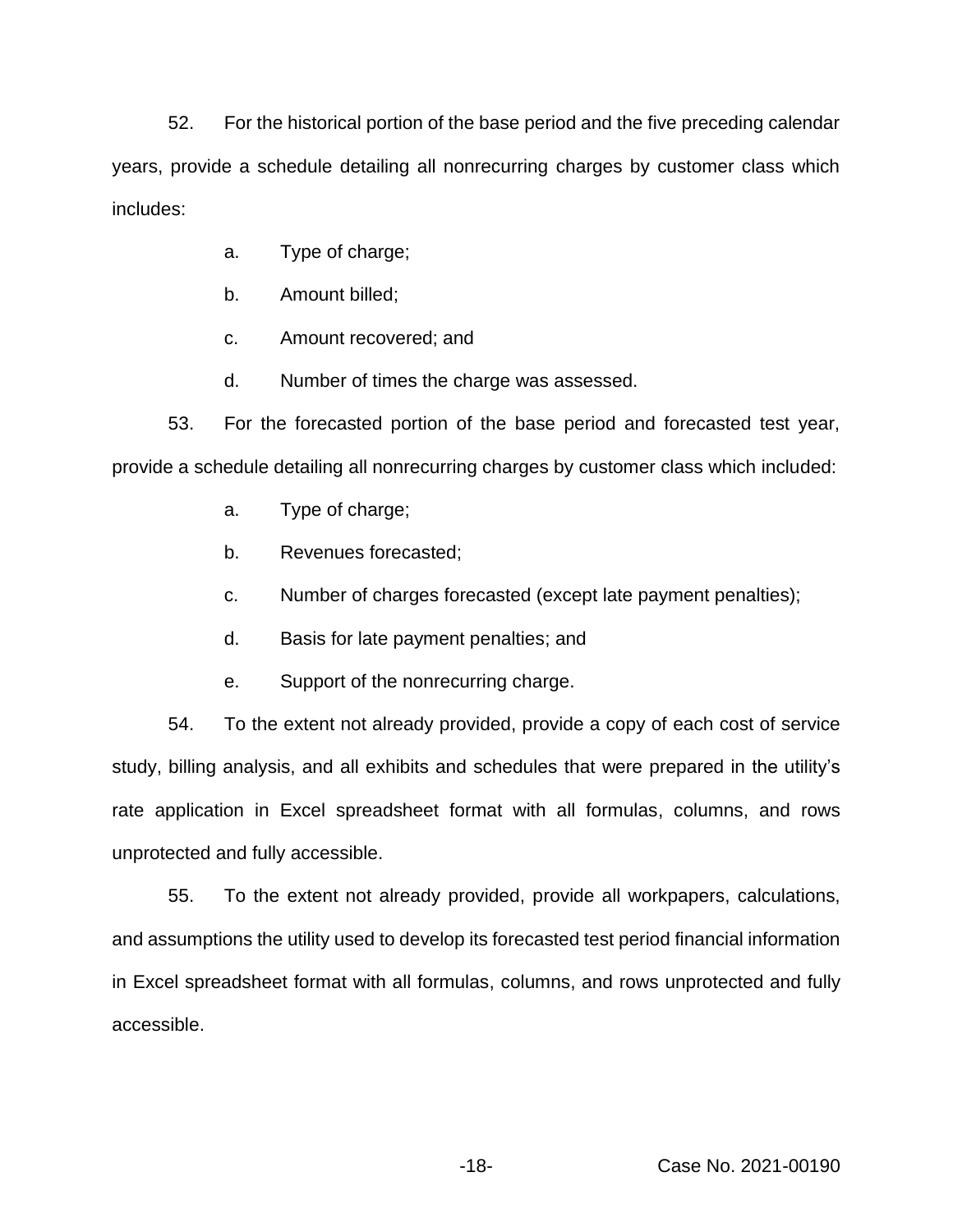52. For the historical portion of the base period and the five preceding calendar years, provide a schedule detailing all nonrecurring charges by customer class which includes:

a. Type of charge;

b. Amount billed;

c. Amount recovered; and

d. Number of times the charge was assessed.

53. For the forecasted portion of the base period and forecasted test year, provide a schedule detailing all nonrecurring charges by customer class which included:

a. Type of charge;

b. Revenues forecasted;

c. Number of charges forecasted (except late payment penalties);

d. Basis for late payment penalties; and

e. Support of the nonrecurring charge.

54. To the extent not already provided, provide a copy of each cost of service study, billing analysis, and all exhibits and schedules that were prepared in the utility's rate application in Excel spreadsheet format with all formulas, columns, and rows unprotected and fully accessible.

55. To the extent not already provided, provide all workpapers, calculations, and assumptions the utility used to develop its forecasted test period financial information in Excel spreadsheet format with all formulas, columns, and rows unprotected and fully accessible.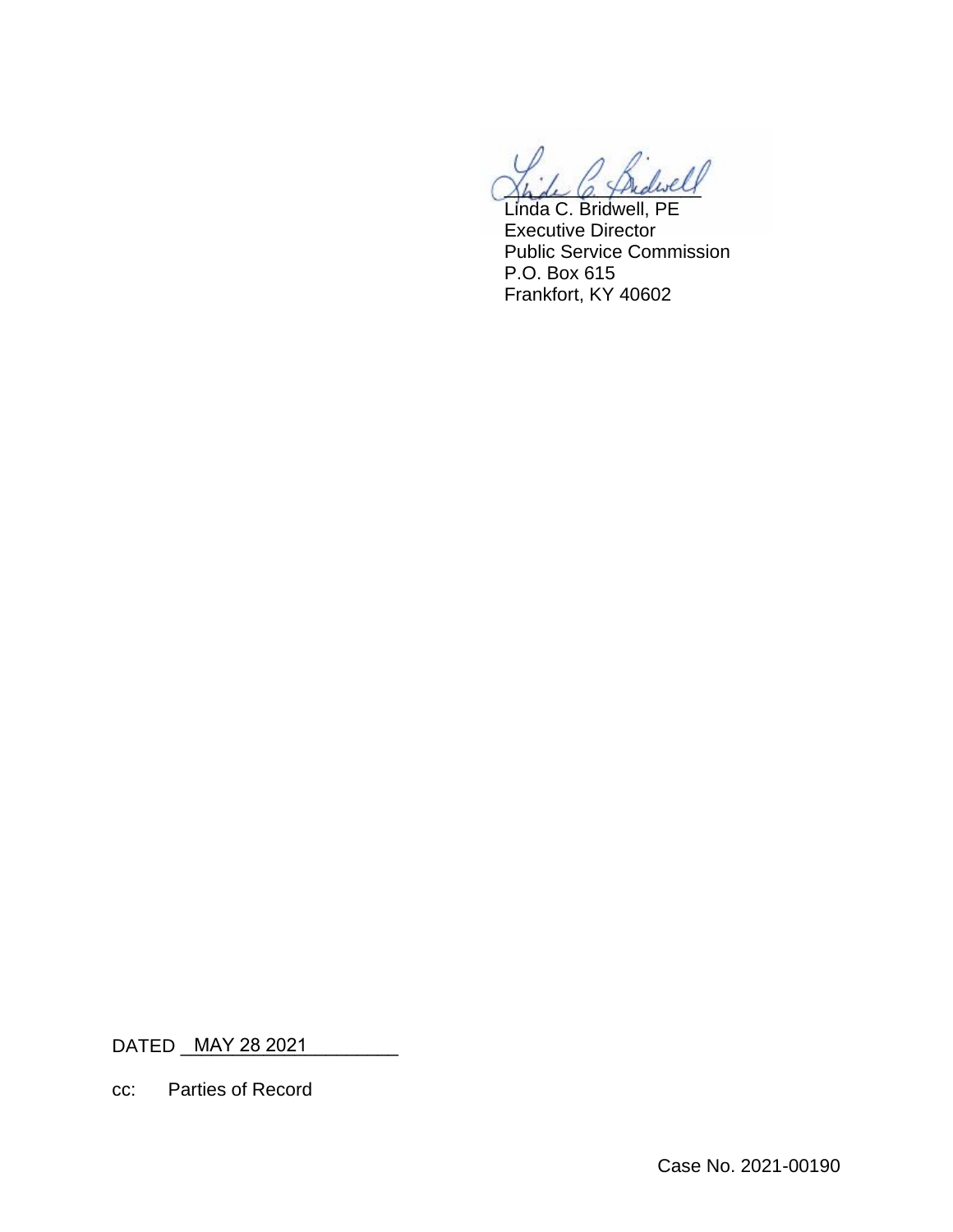Linda C. Bridwell, PE
Executive Director
Public Service Commission
P.O. Box 615
Frankfort, KY 40602

DATED MAY 28 2021

cc: Parties of Record

Case No. 2021-00190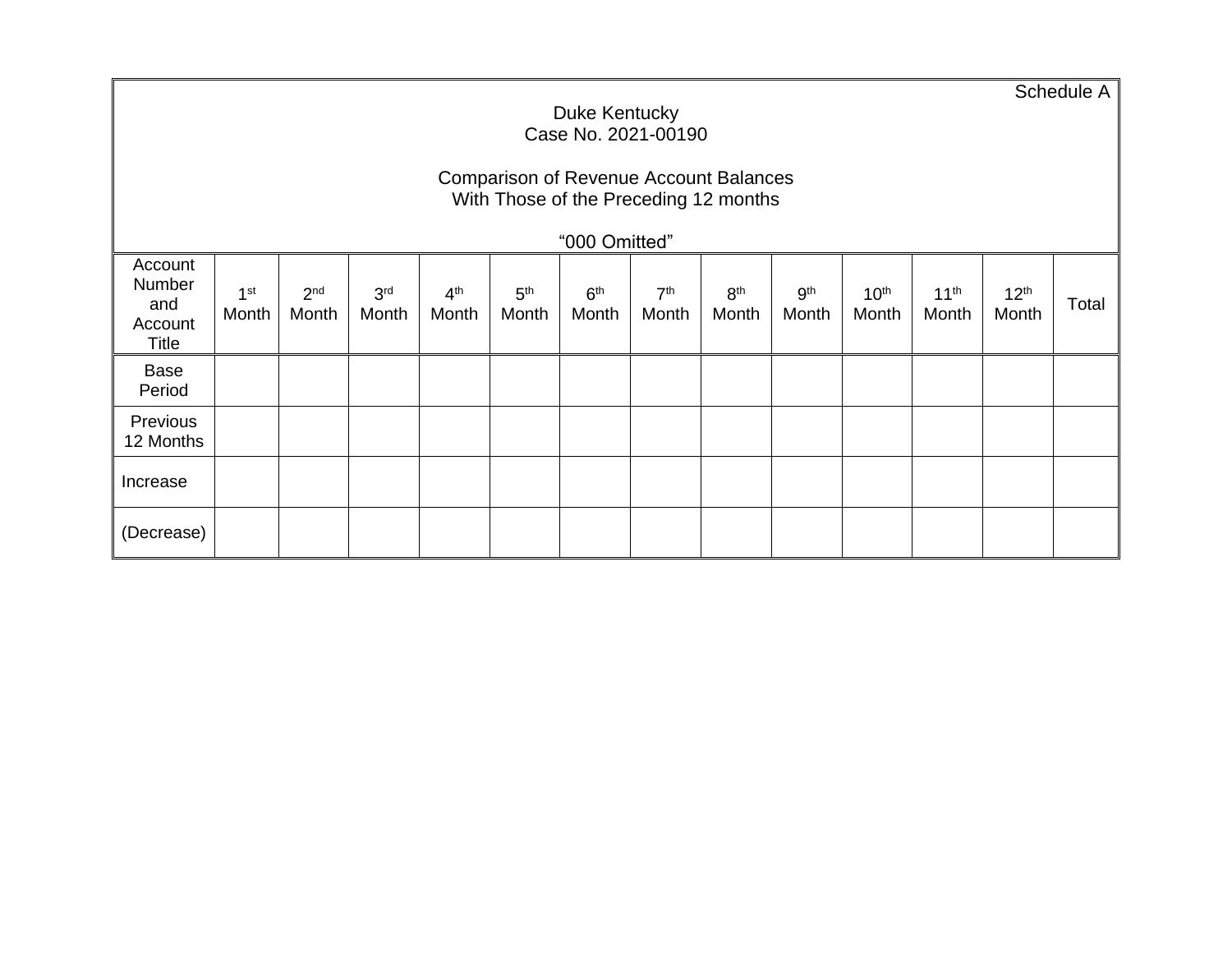Schedule A

Duke Kentucky
Case No. 2021-00190

Comparison of Revenue Account Balances
With Those of the Preceding 12 months

"000 Omitted"

| Account Number and Account Title | 1st Month | 2nd Month | 3rd Month | 4th Month | 5th Month | 6th Month | 7th Month | 8th Month | 9th Month | 10th Month | 11th Month | 12th Month | Total |
|---|---|---|---|---|---|---|---|---|---|---|---|---|---|
| Base Period | | | | | | | | | | | | | |
| Previous 12 Months | | | | | | | | | | | | | |
| Increase | | | | | | | | | | | | | |
| (Decrease) | | | | | | | | | | | | | |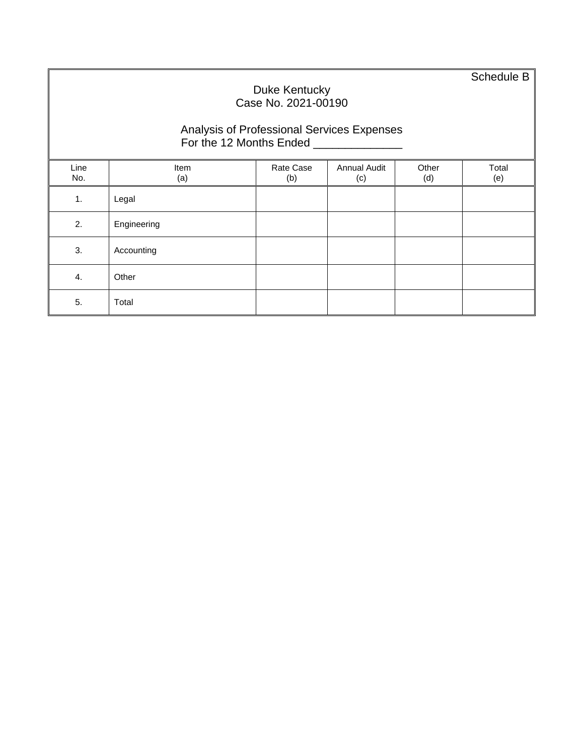Schedule B

# Duke Kentucky
## Case No. 2021-00190

## Analysis of Professional Services Expenses
For the 12 Months Ended ______________

| Line No. | Item (a) | Rate Case (b) | Annual Audit (c) | Other (d) | Total (e) |
|---|---|---|---|---|---|
| 1. | Legal | | | | |
| 2. | Engineering | | | | |
| 3. | Accounting | | | | |
| 4. | Other | | | | |
| 5. | Total | | | | |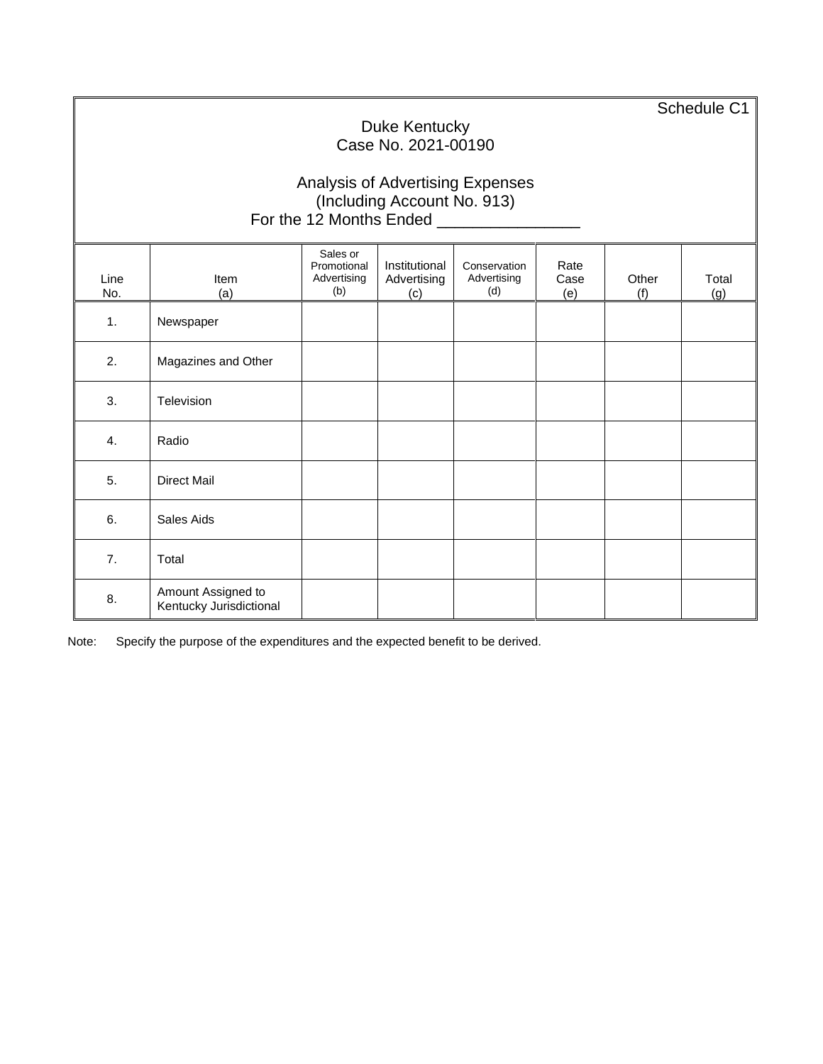Schedule C1

Duke Kentucky
Case No. 2021-00190

Analysis of Advertising Expenses
(Including Account No. 913)
For the 12 Months Ended _______________

| Line No. | Item (a) | Sales or Promotional Advertising (b) | Institutional Advertising (c) | Conservation Advertising (d) | Rate Case (e) | Other (f) | Total (g) |
|---|---|---|---|---|---|---|---|
| 1. | Newspaper | | | | | | |
| 2. | Magazines and Other | | | | | | |
| 3. | Television | | | | | | |
| 4. | Radio | | | | | | |
| 5. | Direct Mail | | | | | | |
| 6. | Sales Aids | | | | | | |
| 7. | Total | | | | | | |
| 8. | Amount Assigned to Kentucky Jurisdictional | | | | | | |

Note: Specify the purpose of the expenditures and the expected benefit to be derived.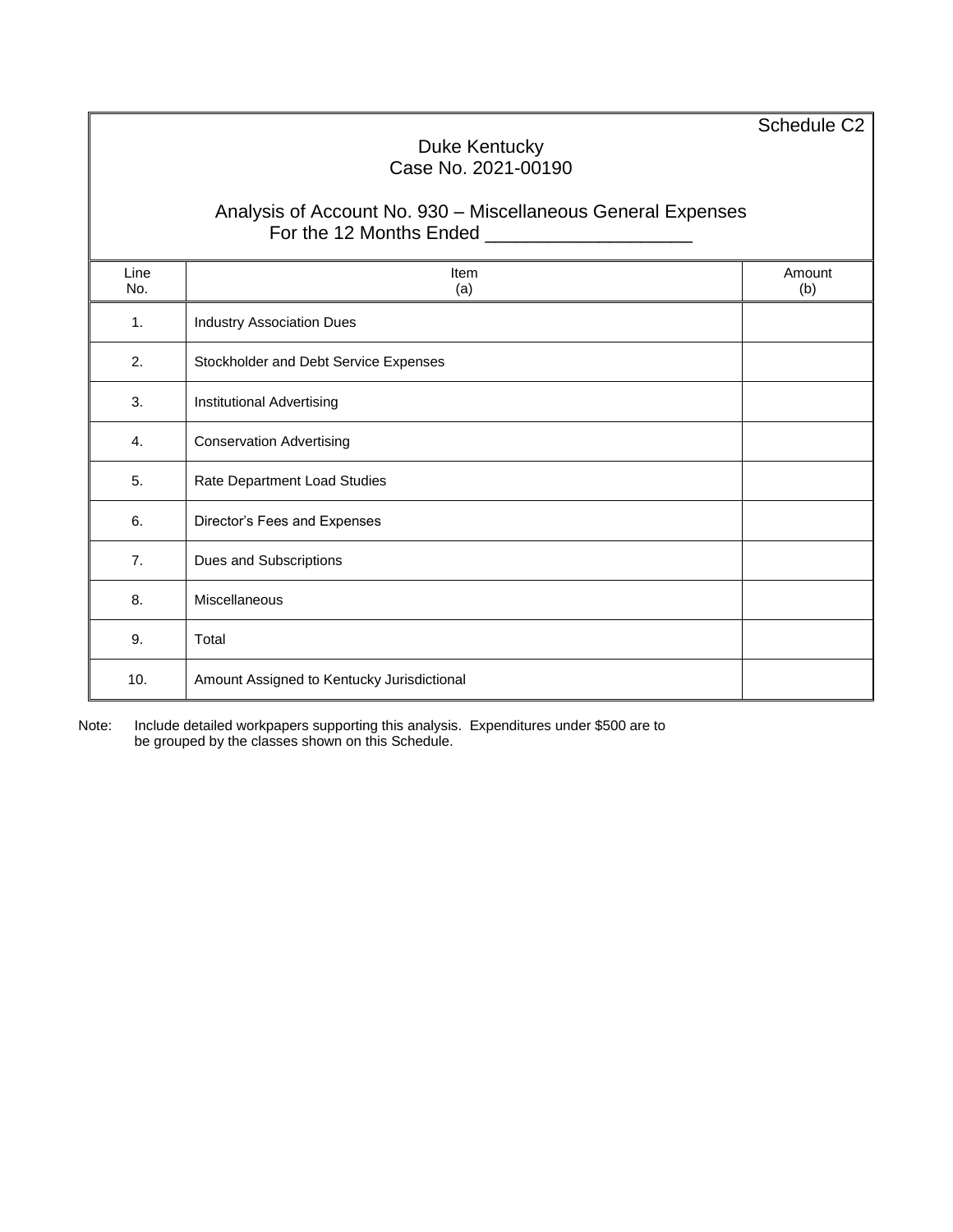Schedule C2

Duke Kentucky
Case No. 2021-00190

Analysis of Account No. 930 – Miscellaneous General Expenses
For the 12 Months Ended ___________________

| Line No. | Item (a) | Amount (b) |
|---|---|---|
| 1. | Industry Association Dues | |
| 2. | Stockholder and Debt Service Expenses | |
| 3. | Institutional Advertising | |
| 4. | Conservation Advertising | |
| 5. | Rate Department Load Studies | |
| 6. | Director's Fees and Expenses | |
| 7. | Dues and Subscriptions | |
| 8. | Miscellaneous | |
| 9. | Total | |
| 10. | Amount Assigned to Kentucky Jurisdictional | |

Note: Include detailed workpapers supporting this analysis. Expenditures under $500 are to be grouped by the classes shown on this Schedule.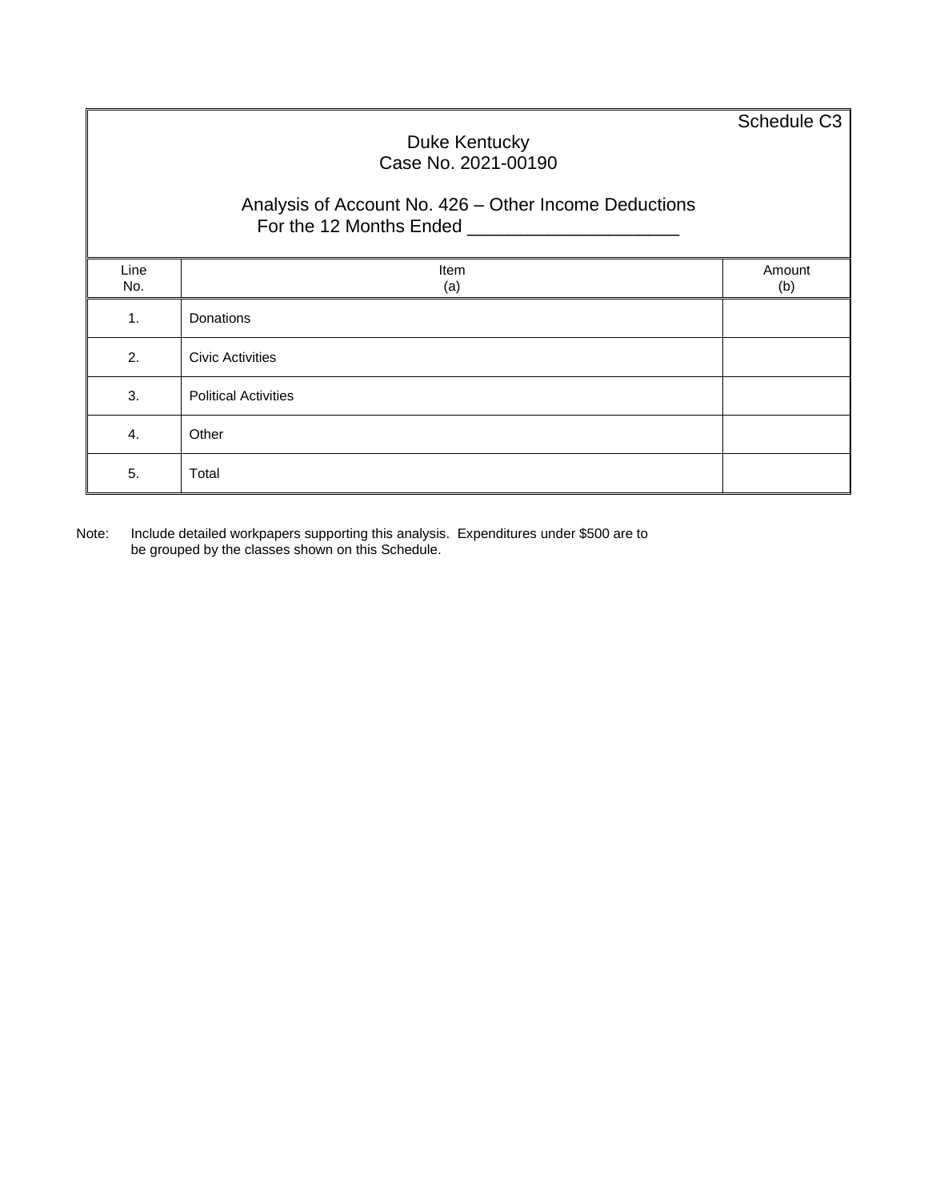Schedule C3

Duke Kentucky
Case No. 2021-00190

Analysis of Account No. 426 – Other Income Deductions
For the 12 Months Ended ____________________

| Line No. | Item (a) | Amount (b) |
|---|---|---|
| 1. | Donations | |
| 2. | Civic Activities | |
| 3. | Political Activities | |
| 4. | Other | |
| 5. | Total | |

Note: Include detailed workpapers supporting this analysis. Expenditures under $500 are to be grouped by the classes shown on this Schedule.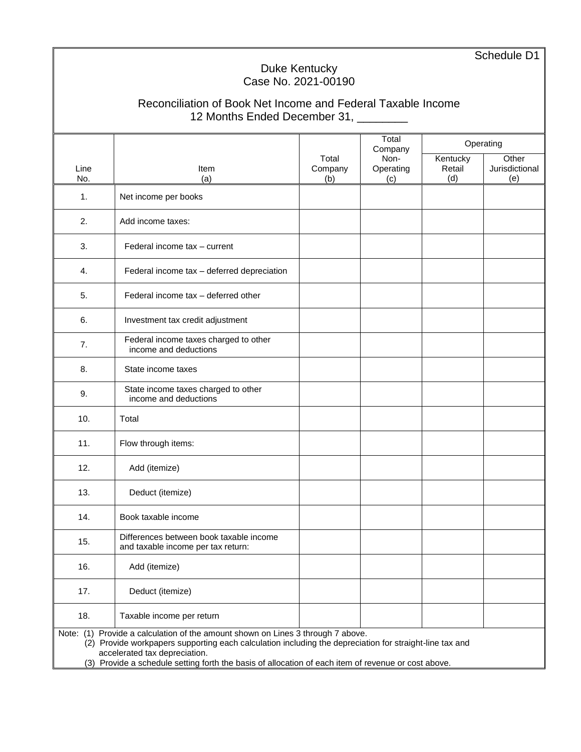Schedule D1

# Duke Kentucky
## Case No. 2021-00190

## Reconciliation of Book Net Income and Federal Taxable Income
### 12 Months Ended December 31, ________

| Line No. | Item (a) | Total Company (b) | Total Company Non-Operating (c) | Operating: Kentucky Retail (d) | Operating: Other Jurisdictional (e) |
|---|---|---|---|---|---|
| 1. | Net income per books | | | | |
| 2. | Add income taxes: | | | | |
| 3. | Federal income tax – current | | | | |
| 4. | Federal income tax – deferred depreciation | | | | |
| 5. | Federal income tax – deferred other | | | | |
| 6. | Investment tax credit adjustment | | | | |
| 7. | Federal income taxes charged to other income and deductions | | | | |
| 8. | State income taxes | | | | |
| 9. | State income taxes charged to other income and deductions | | | | |
| 10. | Total | | | | |
| 11. | Flow through items: | | | | |
| 12. | Add (itemize) | | | | |
| 13. | Deduct (itemize) | | | | |
| 14. | Book taxable income | | | | |
| 15. | Differences between book taxable income and taxable income per tax return: | | | | |
| 16. | Add (itemize) | | | | |
| 17. | Deduct (itemize) | | | | |
| 18. | Taxable income per return | | | | |

Note: (1) Provide a calculation of the amount shown on Lines 3 through 7 above.
(2) Provide workpapers supporting each calculation including the depreciation for straight-line tax and accelerated tax depreciation.
(3) Provide a schedule setting forth the basis of allocation of each item of revenue or cost above.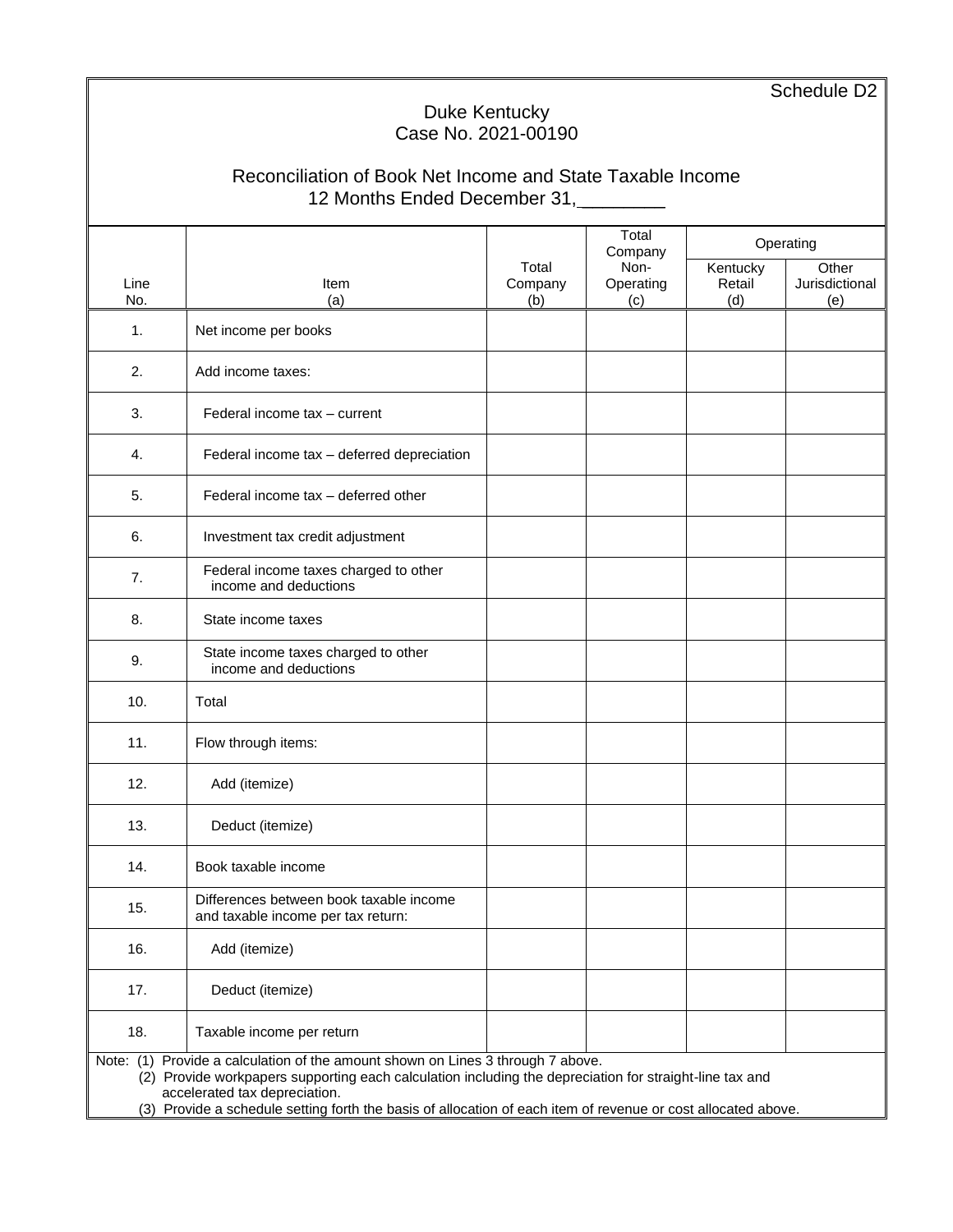Schedule D2

# Duke Kentucky
## Case No. 2021-00190

## Reconciliation of Book Net Income and State Taxable Income
### 12 Months Ended December 31,________

| Line No. | Item (a) | Total Company (b) | Total Company Non-Operating (c) | Operating | |
|---|---|---|---|---|---|
| | | | | Kentucky Retail (d) | Other Jurisdictional (e) |
| 1. | Net income per books | | | | |
| 2. | Add income taxes: | | | | |
| 3. | Federal income tax – current | | | | |
| 4. | Federal income tax – deferred depreciation | | | | |
| 5. | Federal income tax – deferred other | | | | |
| 6. | Investment tax credit adjustment | | | | |
| 7. | Federal income taxes charged to other income and deductions | | | | |
| 8. | State income taxes | | | | |
| 9. | State income taxes charged to other income and deductions | | | | |
| 10. | Total | | | | |
| 11. | Flow through items: | | | | |
| 12. | Add (itemize) | | | | |
| 13. | Deduct (itemize) | | | | |
| 14. | Book taxable income | | | | |
| 15. | Differences between book taxable income and taxable income per tax return: | | | | |
| 16. | Add (itemize) | | | | |
| 17. | Deduct (itemize) | | | | |
| 18. | Taxable income per return | | | | |

Note: (1) Provide a calculation of the amount shown on Lines 3 through 7 above.
(2) Provide workpapers supporting each calculation including the depreciation for straight-line tax and accelerated tax depreciation.
(3) Provide a schedule setting forth the basis of allocation of each item of revenue or cost allocated above.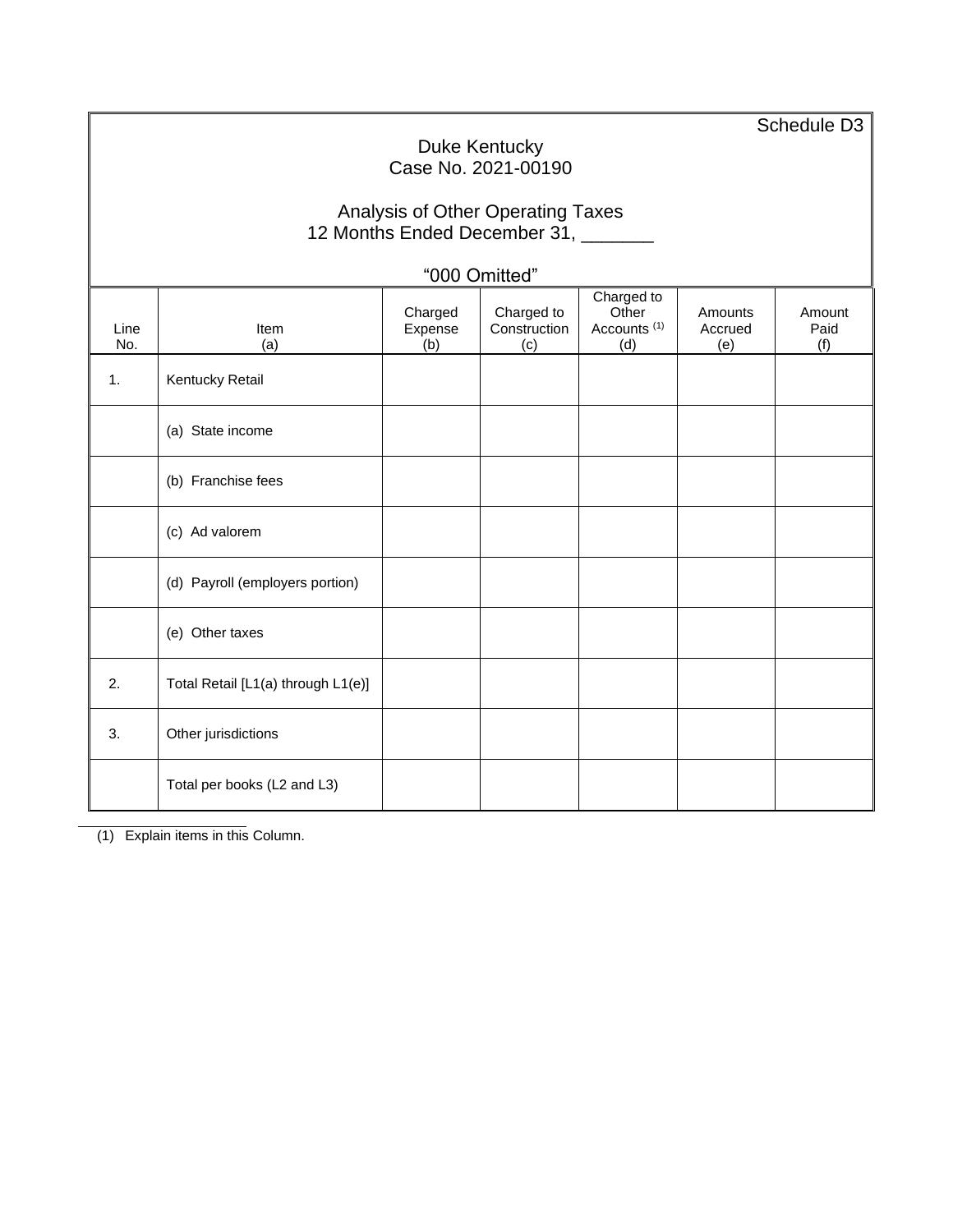Schedule D3

# Duke Kentucky
## Case No. 2021-00190

## Analysis of Other Operating Taxes
12 Months Ended December 31, _______

"000 Omitted"

| Line No. | Item (a) | Charged Expense (b) | Charged to Construction (c) | Charged to Other Accounts [1] (d) | Amounts Accrued (e) | Amount Paid (f) |
|---|---|---|---|---|---|---|
| 1. | Kentucky Retail | | | | | |
| | (a) State income | | | | | |
| | (b) Franchise fees | | | | | |
| | (c) Ad valorem | | | | | |
| | (d) Payroll (employers portion) | | | | | |
| | (e) Other taxes | | | | | |
| 2. | Total Retail [L1(a) through L1(e)] | | | | | |
| 3. | Other jurisdictions | | | | | |
| | Total per books (L2 and L3) | | | | | |

(1) Explain items in this Column.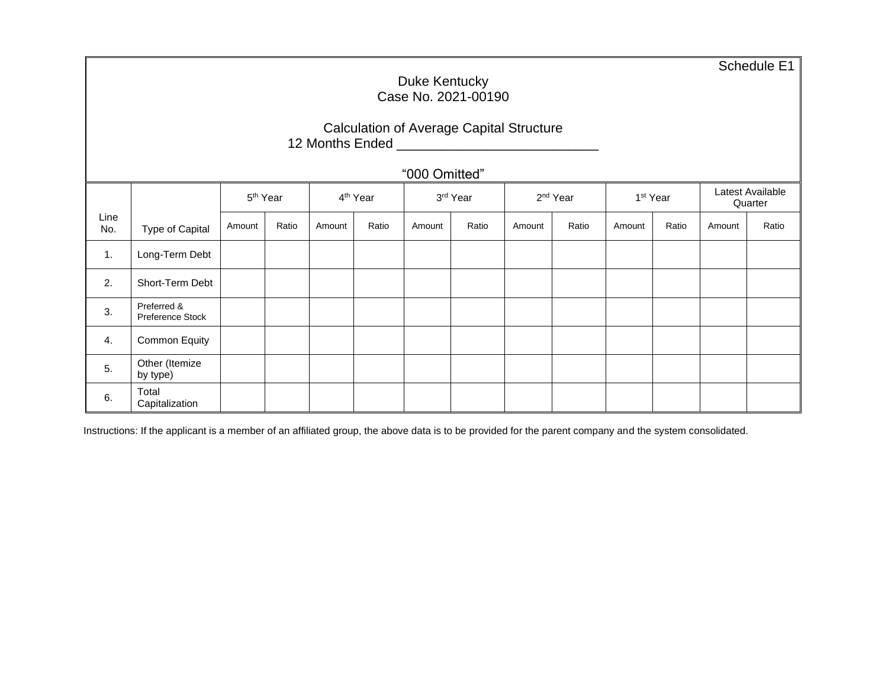Schedule E1

Duke Kentucky
Case No. 2021-00190

Calculation of Average Capital Structure
12 Months Ended ___________________________

"000 Omitted"

| Line No. | Type of Capital | 5th Year | | 4th Year | | 3rd Year | | 2nd Year | | 1st Year | | Latest Available Quarter | |
|---|---|---|---|---|---|---|---|---|---|---|---|---|---|
| | | Amount | Ratio | Amount | Ratio | Amount | Ratio | Amount | Ratio | Amount | Ratio | Amount | Ratio |
| 1. | Long-Term Debt | | | | | | | | | | | | |
| 2. | Short-Term Debt | | | | | | | | | | | | |
| 3. | Preferred & Preference Stock | | | | | | | | | | | | |
| 4. | Common Equity | | | | | | | | | | | | |
| 5. | Other (Itemize by type) | | | | | | | | | | | | |
| 6. | Total Capitalization | | | | | | | | | | | | |

Instructions: If the applicant is a member of an affiliated group, the above data is to be provided for the parent company and the system consolidated.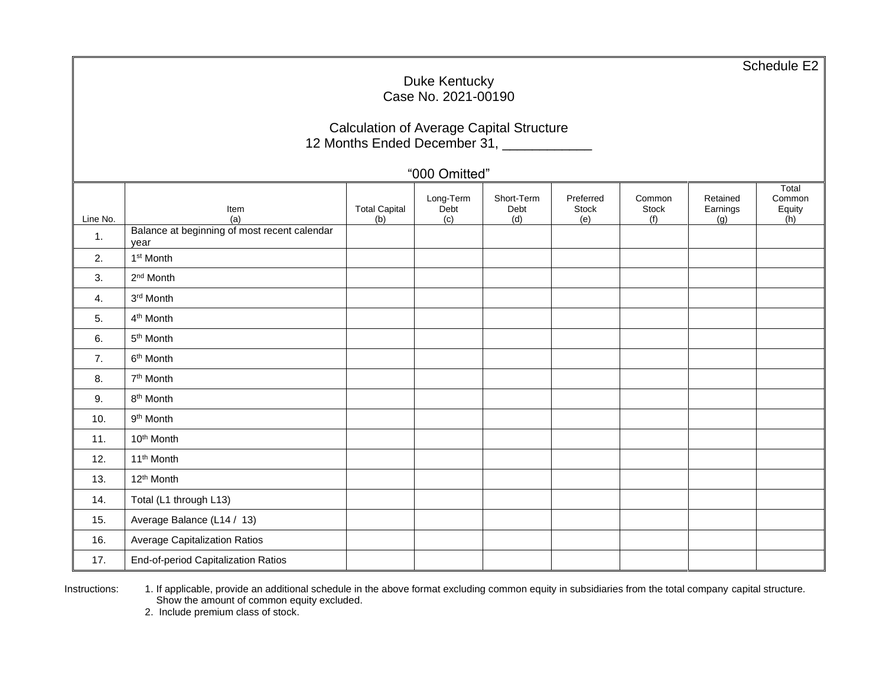Schedule E2

Duke Kentucky
Case No. 2021-00190

Calculation of Average Capital Structure
12 Months Ended December 31, ____________

"000 Omitted"

| Line No. | Item (a) | Total Capital (b) | Long-Term Debt (c) | Short-Term Debt (d) | Preferred Stock (e) | Common Stock (f) | Retained Earnings (g) | Total Common Equity (h) |
|---|---|---|---|---|---|---|---|---|
| 1. | Balance at beginning of most recent calendar year | | | | | | | |
| 2. | 1st Month | | | | | | | |
| 3. | 2nd Month | | | | | | | |
| 4. | 3rd Month | | | | | | | |
| 5. | 4th Month | | | | | | | |
| 6. | 5th Month | | | | | | | |
| 7. | 6th Month | | | | | | | |
| 8. | 7th Month | | | | | | | |
| 9. | 8th Month | | | | | | | |
| 10. | 9th Month | | | | | | | |
| 11. | 10th Month | | | | | | | |
| 12. | 11th Month | | | | | | | |
| 13. | 12th Month | | | | | | | |
| 14. | Total (L1 through L13) | | | | | | | |
| 15. | Average Balance (L14 / 13) | | | | | | | |
| 16. | Average Capitalization Ratios | | | | | | | |
| 17. | End-of-period Capitalization Ratios | | | | | | | |

Instructions:

1. If applicable, provide an additional schedule in the above format excluding common equity in subsidiaries from the total company capital structure. Show the amount of common equity excluded.
2. Include premium class of stock.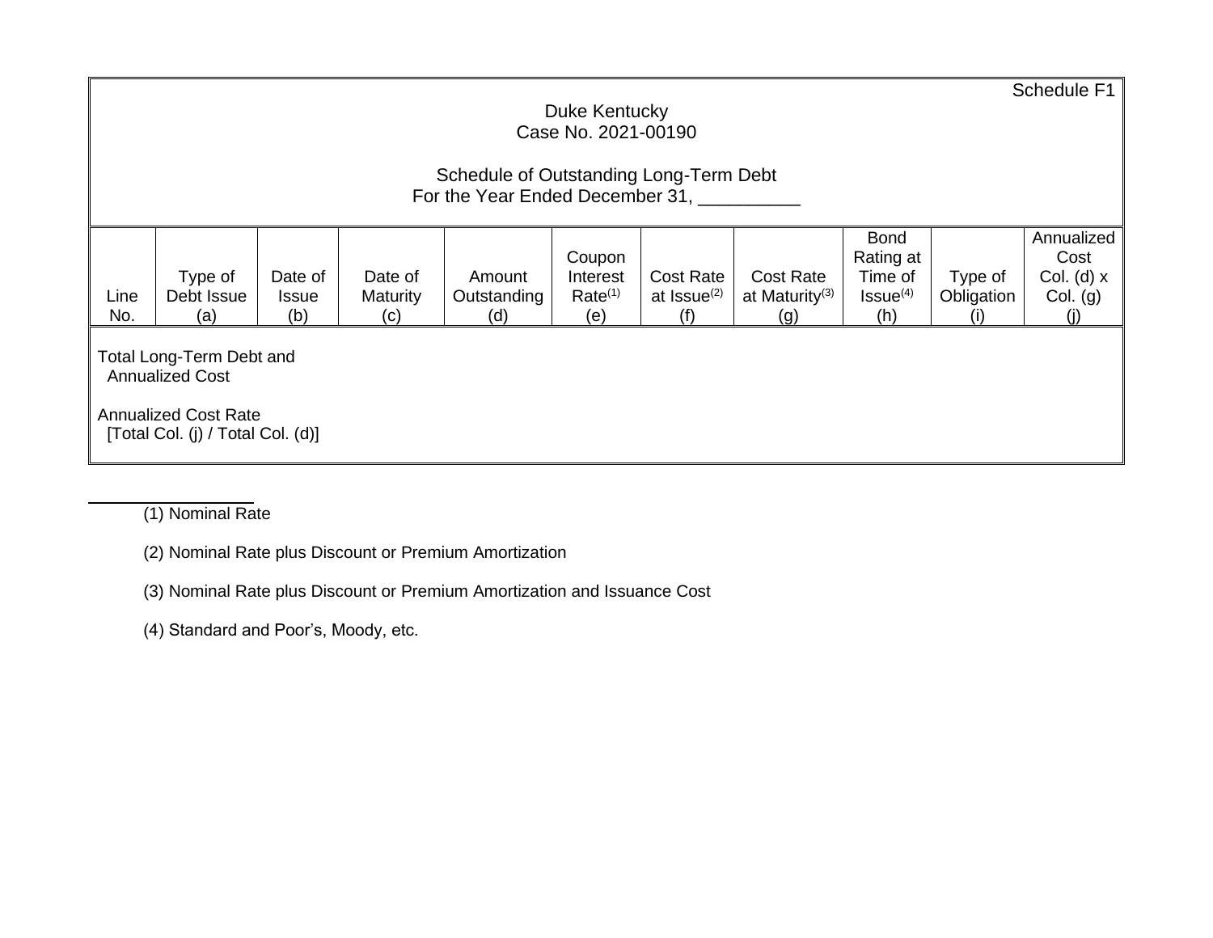Schedule F1

Duke Kentucky
Case No. 2021-00190

Schedule of Outstanding Long-Term Debt
For the Year Ended December 31, __________

| Line No. | Type of Debt Issue (a) | Date of Issue (b) | Date of Maturity (c) | Amount Outstanding (d) | Coupon Interest Rate[(1)] (e) | Cost Rate at Issue[(2)] (f) | Cost Rate at Maturity[(3)] (g) | Bond Rating at Time of Issue[(4)] (h) | Type of Obligation (i) | Annualized Cost Col. (d) x Col. (g) (j) |
|---|---|---|---|---|---|---|---|---|---|---|
| Total Long-Term Debt and Annualized Cost | | | | | | | | | | |
| Annualized Cost Rate [Total Col. (j) / Total Col. (d)] | | | | | | | | | | |

(1) Nominal Rate

(2) Nominal Rate plus Discount or Premium Amortization

(3) Nominal Rate plus Discount or Premium Amortization and Issuance Cost

(4) Standard and Poor's, Moody, etc.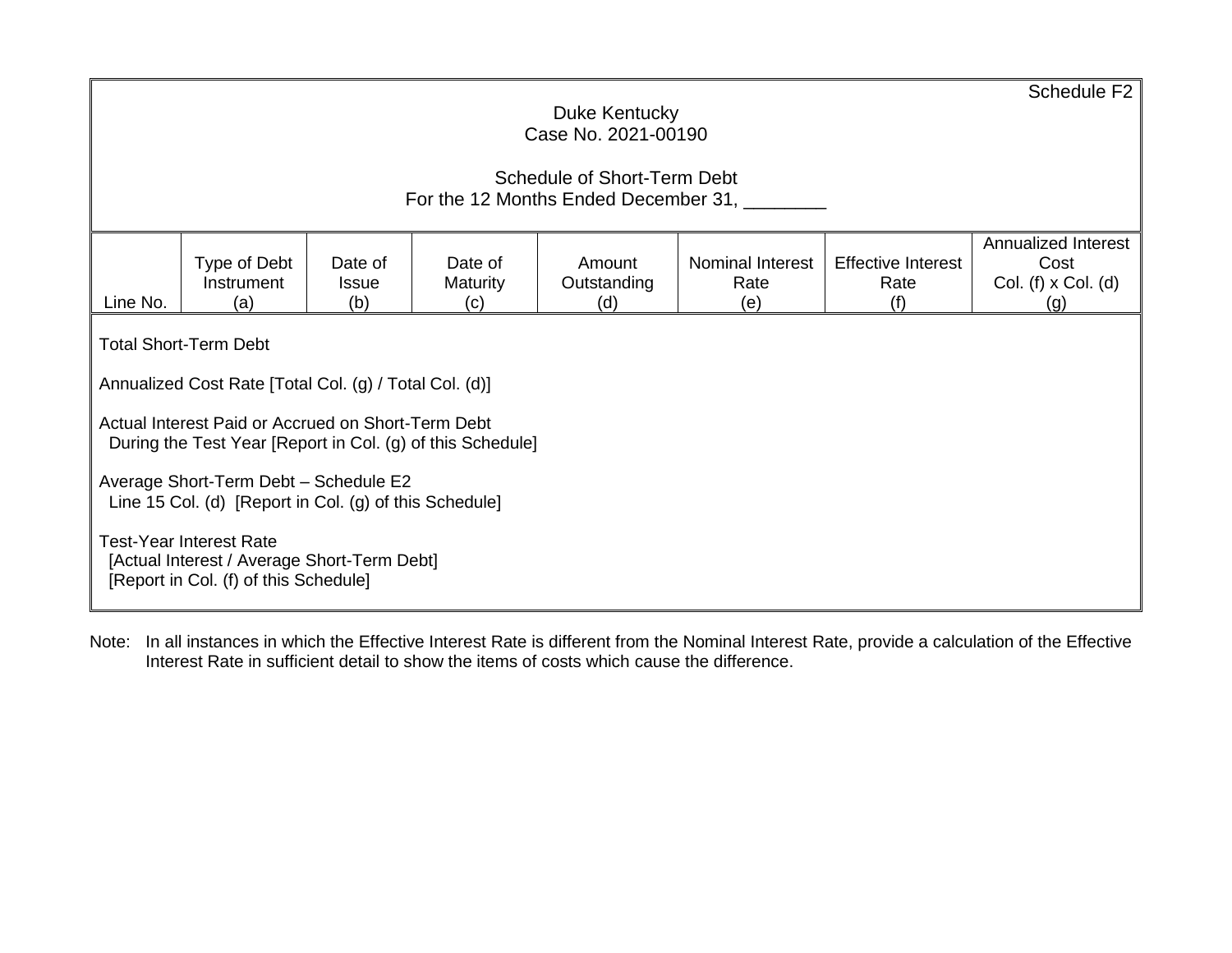Schedule F2

Duke Kentucky
Case No. 2021-00190

Schedule of Short-Term Debt
For the 12 Months Ended December 31, ________

| Line No. | Type of Debt Instrument (a) | Date of Issue (b) | Date of Maturity (c) | Amount Outstanding (d) | Nominal Interest Rate (e) | Effective Interest Rate (f) | Annualized Interest Cost Col. (f) x Col. (d) (g) |
|---|---|---|---|---|---|---|---|
| Total Short-Term Debt | | | | | | | |
| Annualized Cost Rate [Total Col. (g) / Total Col. (d)] | | | | | | | |
| Actual Interest Paid or Accrued on Short-Term Debt During the Test Year [Report in Col. (g) of this Schedule] | | | | | | | |
| Average Short-Term Debt – Schedule E2 Line 15 Col. (d) [Report in Col. (g) of this Schedule] | | | | | | | |
| Test-Year Interest Rate [Actual Interest / Average Short-Term Debt] [Report in Col. (f) of this Schedule] | | | | | | | |

Note: In all instances in which the Effective Interest Rate is different from the Nominal Interest Rate, provide a calculation of the Effective Interest Rate in sufficient detail to show the items of costs which cause the difference.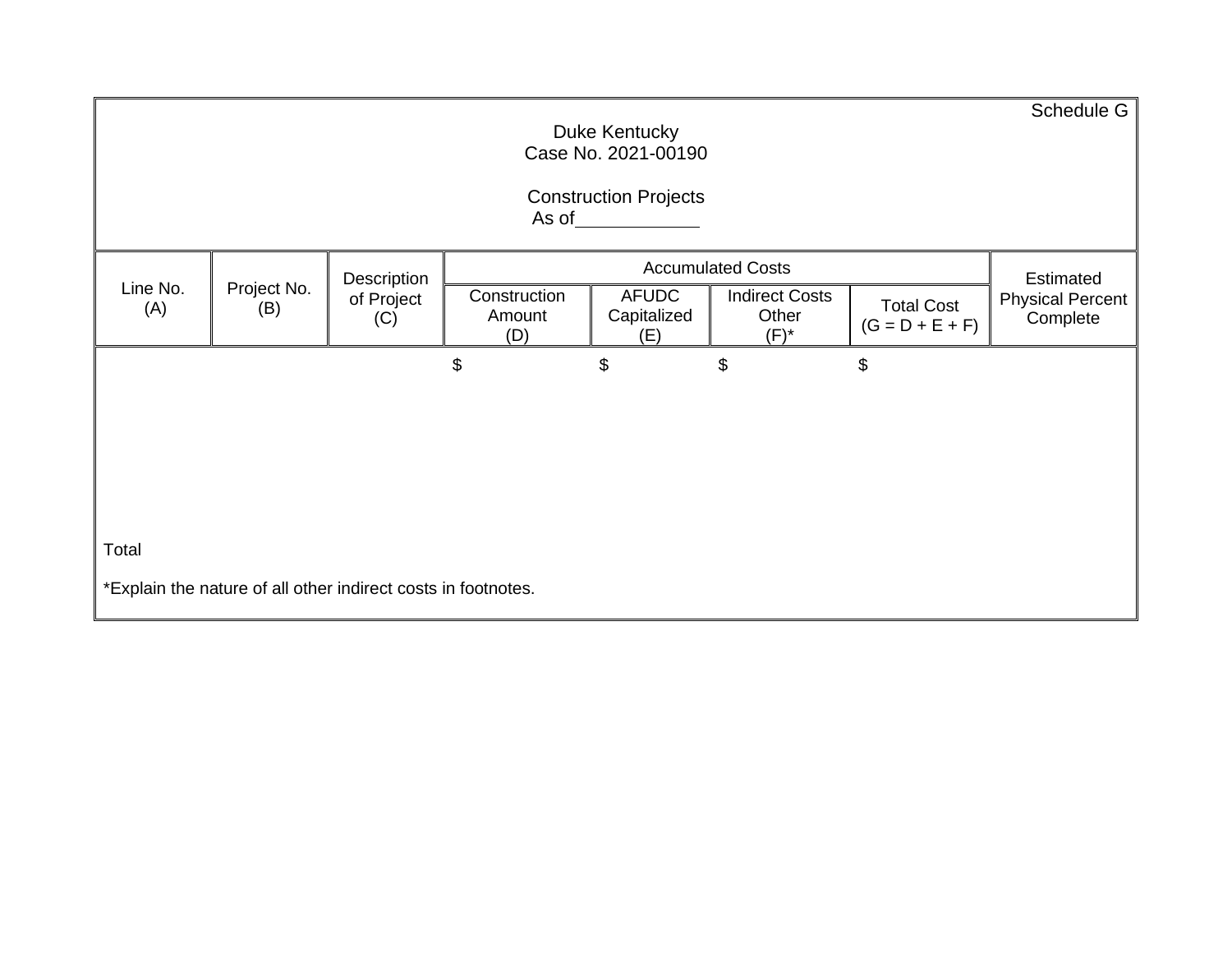Schedule G

Duke Kentucky
Case No. 2021-00190

Construction Projects
As of\_\_\_\_\_\_\_\_\_\_\_\_

| Line No. (A) | Project No. (B) | Description of Project (C) | Accumulated Costs | | | | Estimated Physical Percent Complete |
|---|---|---|---|---|---|---|---|
| | | | Construction Amount (D) | AFUDC Capitalized (E) | Indirect Costs Other (F)* | Total Cost (G = D + E + F) | |
| | | | $ | $ | $ | $ | |
| Total | | | | | | | |

*Explain the nature of all other indirect costs in footnotes.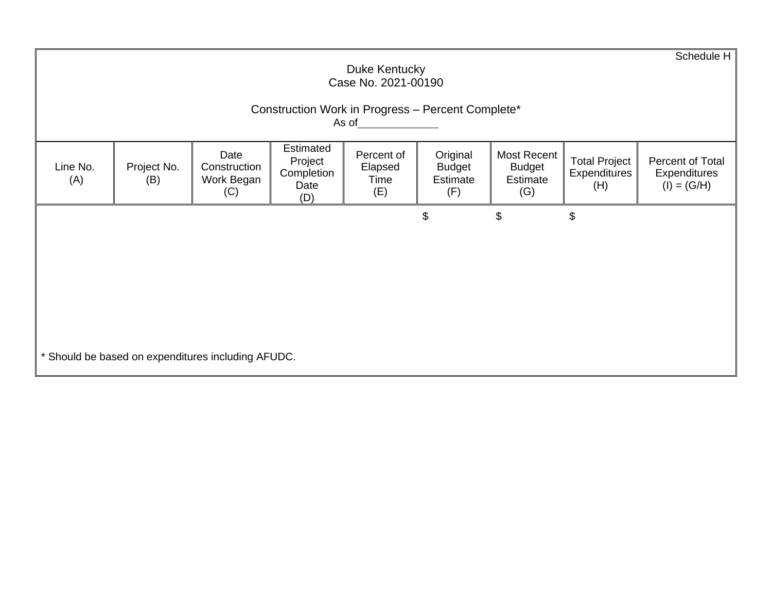Schedule H

Duke Kentucky
Case No. 2021-00190

Construction Work in Progress – Percent Complete*
As of_____________

| Line No. (A) | Project No. (B) | Date Construction Work Began (C) | Estimated Project Completion Date (D) | Percent of Elapsed Time (E) | Original Budget Estimate (F) | Most Recent Budget Estimate (G) | Total Project Expenditures (H) | Percent of Total Expenditures (I) = (G/H) |
|---|---|---|---|---|---|---|---|---|
| | | | | | $ | $ | $ | |

* Should be based on expenditures including AFUDC.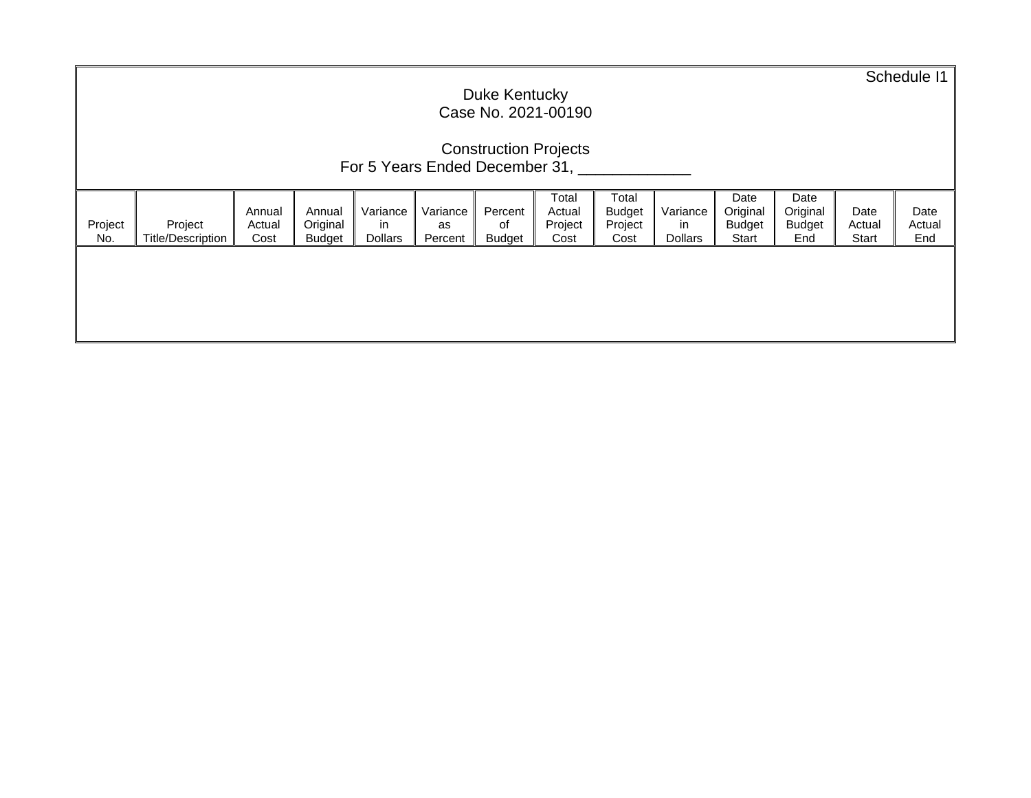Schedule I1

Duke Kentucky
Case No. 2021-00190

Construction Projects
For 5 Years Ended December 31, _____________

| Project No. | Project Title/Description | Annual Actual Cost | Annual Original Budget | Variance in Dollars | Variance as Percent | Percent of Budget | Total Actual Project Cost | Total Budget Project Cost | Variance in Dollars | Date Original Budget Start | Date Original Budget End | Date Actual Start | Date Actual End |
|---|---|---|---|---|---|---|---|---|---|---|---|---|---|
| | | | | | | | | | | | | | |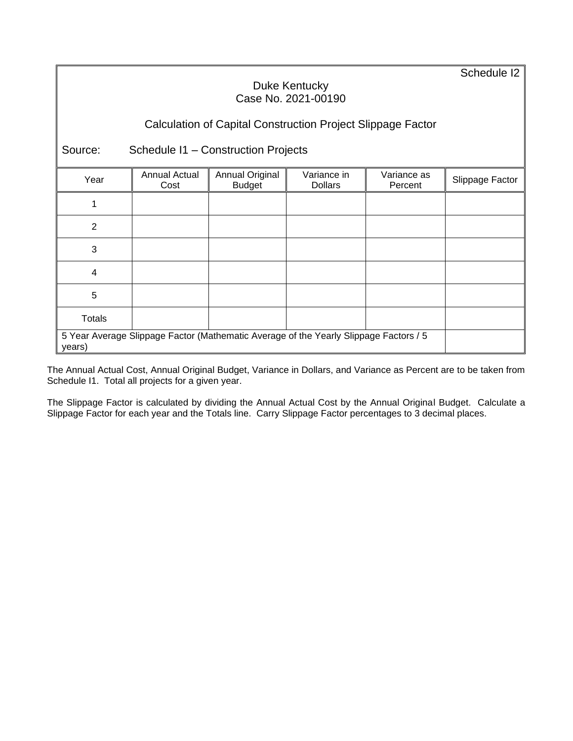Schedule I2

Duke Kentucky
Case No. 2021-00190

Calculation of Capital Construction Project Slippage Factor

Source: Schedule I1 – Construction Projects

| Year | Annual Actual Cost | Annual Original Budget | Variance in Dollars | Variance as Percent | Slippage Factor |
|---|---|---|---|---|---|
| 1 | | | | | |
| 2 | | | | | |
| 3 | | | | | |
| 4 | | | | | |
| 5 | | | | | |
| Totals | | | | | |
| 5 Year Average Slippage Factor (Mathematic Average of the Yearly Slippage Factors / 5 years) | | | | | |

The Annual Actual Cost, Annual Original Budget, Variance in Dollars, and Variance as Percent are to be taken from Schedule I1. Total all projects for a given year.

The Slippage Factor is calculated by dividing the Annual Actual Cost by the Annual Original Budget. Calculate a Slippage Factor for each year and the Totals line. Carry Slippage Factor percentages to 3 decimal places.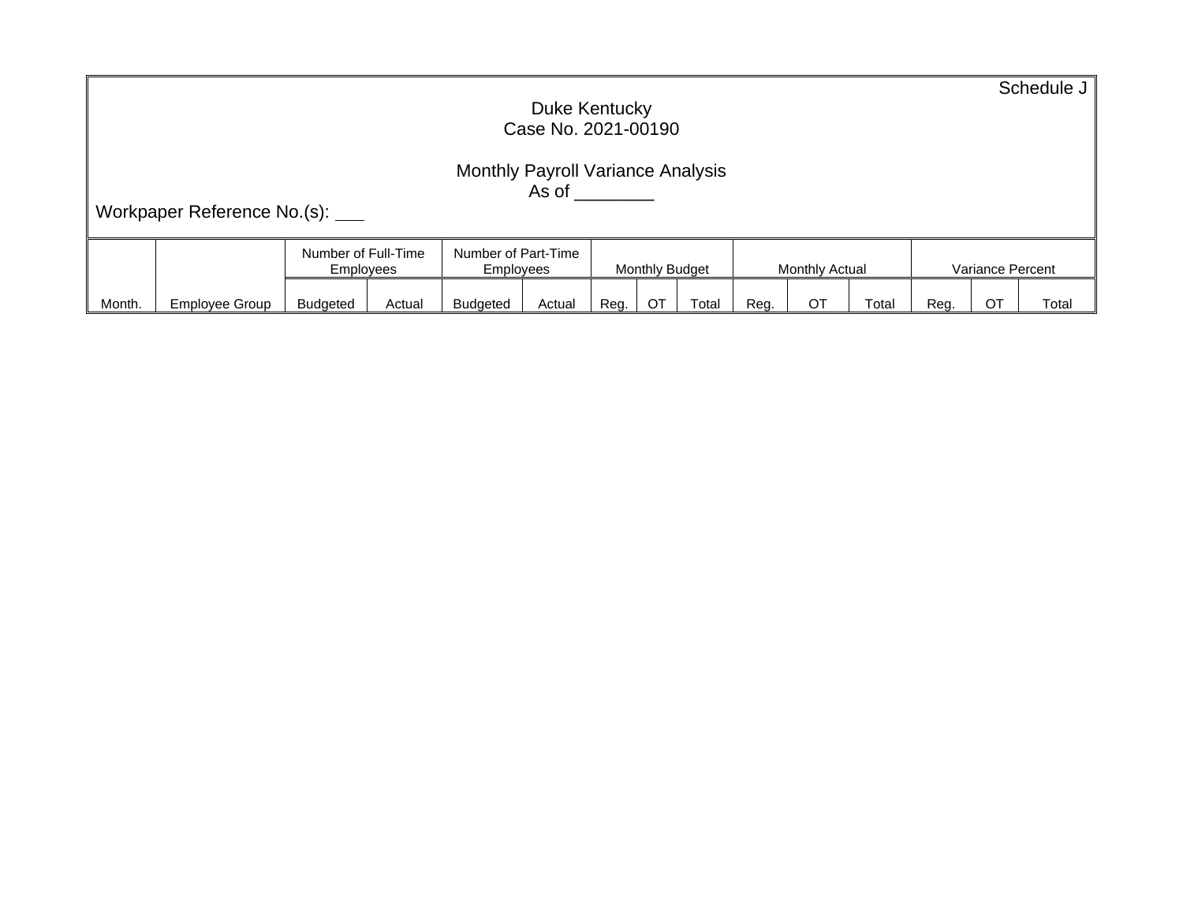Schedule J

Duke Kentucky
Case No. 2021-00190

Monthly Payroll Variance Analysis
As of ________

Workpaper Reference No.(s): ___

| Month. | Employee Group | Number of Full-Time Employees | | Number of Part-Time Employees | | Monthly Budget | | | Monthly Actual | | | Variance Percent | | |
|---|---|---|---|---|---|---|---|---|---|---|---|---|---|---|
| | | Budgeted | Actual | Budgeted | Actual | Reg. | OT | Total | Reg. | OT | Total | Reg. | OT | Total |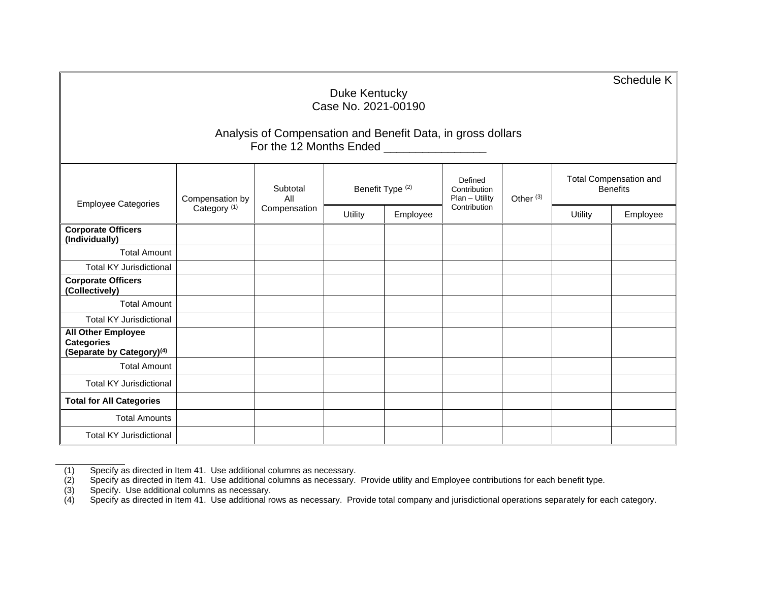Schedule K

Duke Kentucky
Case No. 2021-00190

Analysis of Compensation and Benefit Data, in gross dollars
For the 12 Months Ended ________________

| Employee Categories | Compensation by Category (1) | Subtotal All Compensation | Benefit Type (2) | | Defined Contribution Plan – Utility Contribution | Other (3) | Total Compensation and Benefits | |
|---|---|---|---|---|---|---|---|---|
| | | | Utility | Employee | | | Utility | Employee |
| **Corporate Officers (Individually)** | | | | | | | | |
| Total Amount | | | | | | | | |
| Total KY Jurisdictional | | | | | | | | |
| **Corporate Officers (Collectively)** | | | | | | | | |
| Total Amount | | | | | | | | |
| Total KY Jurisdictional | | | | | | | | |
| **All Other Employee Categories (Separate by Category)(4)** | | | | | | | | |
| Total Amount | | | | | | | | |
| Total KY Jurisdictional | | | | | | | | |
| **Total for All Categories** | | | | | | | | |
| Total Amounts | | | | | | | | |
| Total KY Jurisdictional | | | | | | | | |

(1) Specify as directed in Item 41. Use additional columns as necessary.
(2) Specify as directed in Item 41. Use additional columns as necessary. Provide utility and Employee contributions for each benefit type.
(3) Specify. Use additional columns as necessary.
(4) Specify as directed in Item 41. Use additional rows as necessary. Provide total company and jurisdictional operations separately for each category.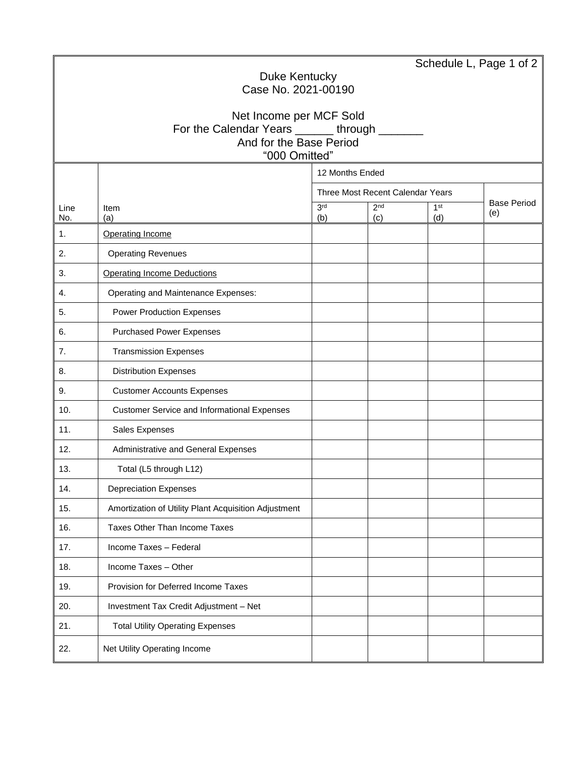Schedule L, Page 1 of 2

Duke Kentucky
Case No. 2021-00190

Net Income per MCF Sold
For the Calendar Years ______ through _______
And for the Base Period
"000 Omitted"

| | | 12 Months Ended | | | |
|---|---|---|---|---|---|
| | | Three Most Recent Calendar Years | | | Base Period (e) |
| Line No. | Item (a) | 3rd (b) | 2nd (c) | 1st (d) | |
| 1. | Operating Income | | | | |
| 2. | Operating Revenues | | | | |
| 3. | Operating Income Deductions | | | | |
| 4. | Operating and Maintenance Expenses: | | | | |
| 5. | Power Production Expenses | | | | |
| 6. | Purchased Power Expenses | | | | |
| 7. | Transmission Expenses | | | | |
| 8. | Distribution Expenses | | | | |
| 9. | Customer Accounts Expenses | | | | |
| 10. | Customer Service and Informational Expenses | | | | |
| 11. | Sales Expenses | | | | |
| 12. | Administrative and General Expenses | | | | |
| 13. | Total (L5 through L12) | | | | |
| 14. | Depreciation Expenses | | | | |
| 15. | Amortization of Utility Plant Acquisition Adjustment | | | | |
| 16. | Taxes Other Than Income Taxes | | | | |
| 17. | Income Taxes – Federal | | | | |
| 18. | Income Taxes – Other | | | | |
| 19. | Provision for Deferred Income Taxes | | | | |
| 20. | Investment Tax Credit Adjustment – Net | | | | |
| 21. | Total Utility Operating Expenses | | | | |
| 22. | Net Utility Operating Income | | | | |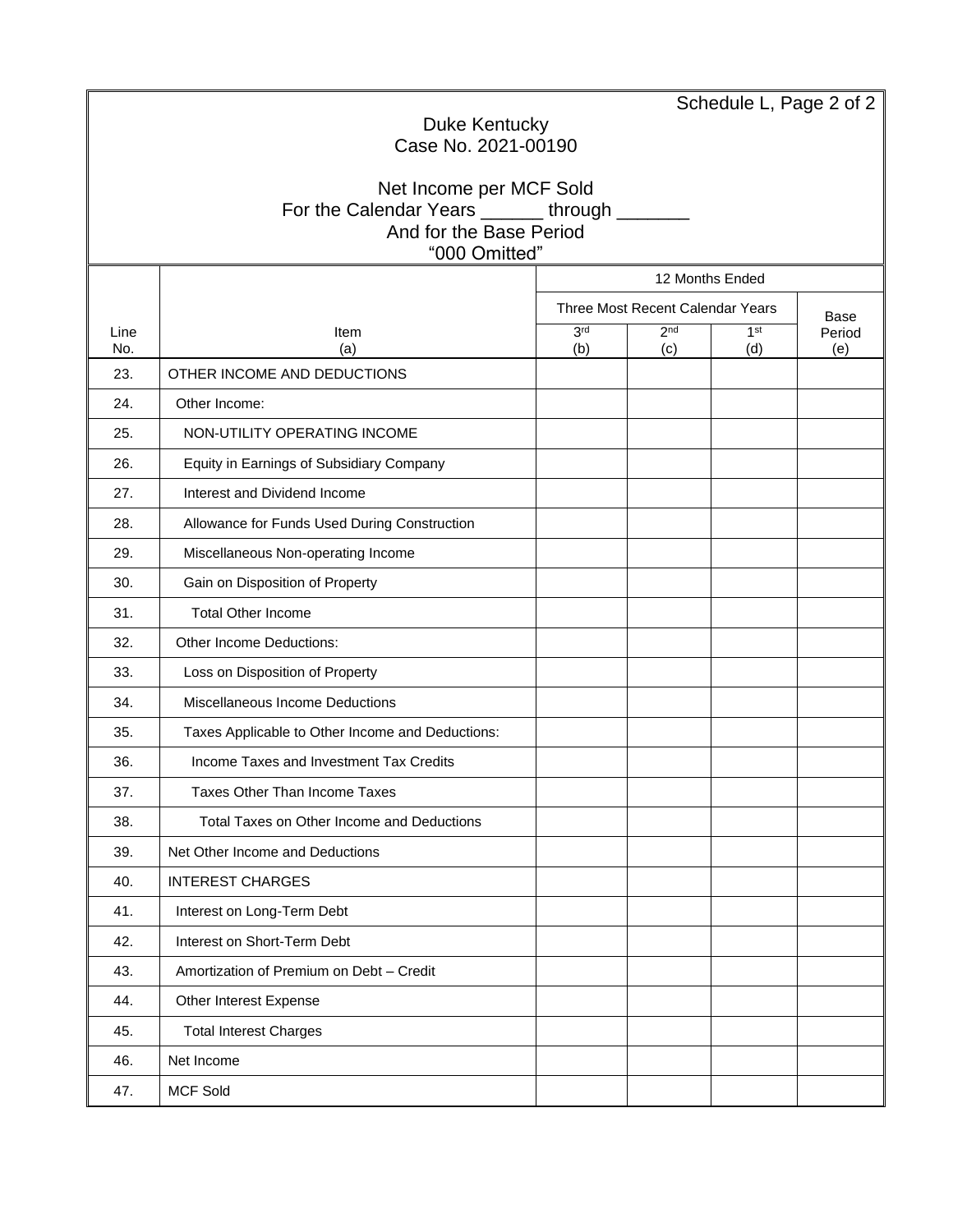Schedule L, Page 2 of 2

Duke Kentucky
Case No. 2021-00190

Net Income per MCF Sold
For the Calendar Years ______ through _______
And for the Base Period
"000 Omitted"

| | | 12 Months Ended | | | |
|---|---|---|---|---|---|
| | | Three Most Recent Calendar Years | | | Base Period |
| Line No. | Item (a) | 3rd (b) | 2nd (c) | 1st (d) | (e) |
| 23. | OTHER INCOME AND DEDUCTIONS | | | | |
| 24. | Other Income: | | | | |
| 25. | NON-UTILITY OPERATING INCOME | | | | |
| 26. | Equity in Earnings of Subsidiary Company | | | | |
| 27. | Interest and Dividend Income | | | | |
| 28. | Allowance for Funds Used During Construction | | | | |
| 29. | Miscellaneous Non-operating Income | | | | |
| 30. | Gain on Disposition of Property | | | | |
| 31. | Total Other Income | | | | |
| 32. | Other Income Deductions: | | | | |
| 33. | Loss on Disposition of Property | | | | |
| 34. | Miscellaneous Income Deductions | | | | |
| 35. | Taxes Applicable to Other Income and Deductions: | | | | |
| 36. | Income Taxes and Investment Tax Credits | | | | |
| 37. | Taxes Other Than Income Taxes | | | | |
| 38. | Total Taxes on Other Income and Deductions | | | | |
| 39. | Net Other Income and Deductions | | | | |
| 40. | INTEREST CHARGES | | | | |
| 41. | Interest on Long-Term Debt | | | | |
| 42. | Interest on Short-Term Debt | | | | |
| 43. | Amortization of Premium on Debt – Credit | | | | |
| 44. | Other Interest Expense | | | | |
| 45. | Total Interest Charges | | | | |
| 46. | Net Income | | | | |
| 47. | MCF Sold | | | | |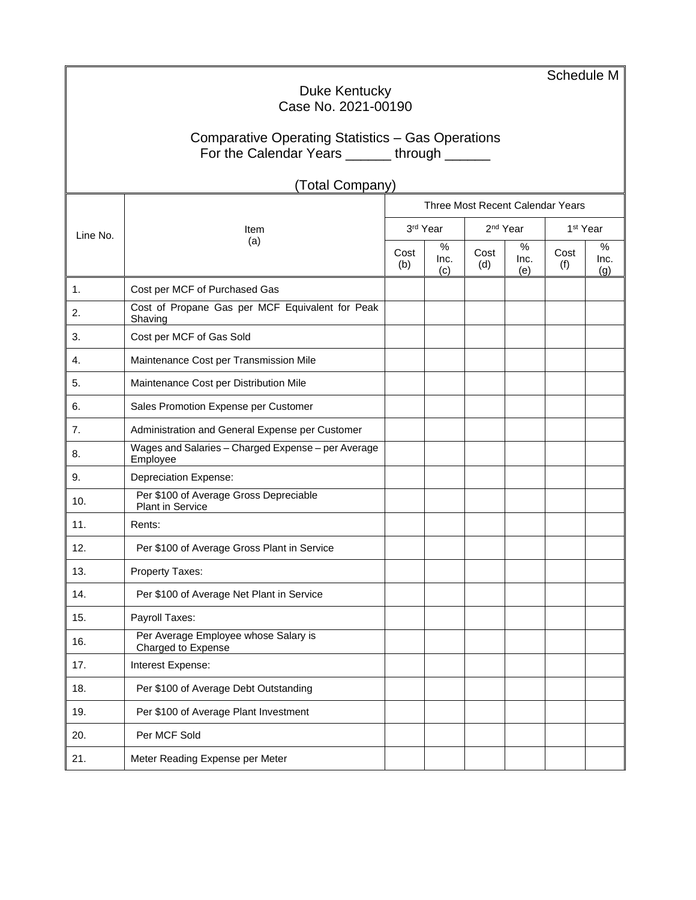Schedule M

Duke Kentucky
Case No. 2021-00190

Comparative Operating Statistics – Gas Operations
For the Calendar Years ______ through ______

(Total Company)

| Line No. | Item (a) | Three Most Recent Calendar Years | | | | | |
|---|---|---|---|---|---|---|---|
| | | 3rd Year | | 2nd Year | | 1st Year | |
| | | Cost (b) | % Inc. (c) | Cost (d) | % Inc. (e) | Cost (f) | % Inc. (g) |
| 1. | Cost per MCF of Purchased Gas | | | | | | |
| 2. | Cost of Propane Gas per MCF Equivalent for Peak Shaving | | | | | | |
| 3. | Cost per MCF of Gas Sold | | | | | | |
| 4. | Maintenance Cost per Transmission Mile | | | | | | |
| 5. | Maintenance Cost per Distribution Mile | | | | | | |
| 6. | Sales Promotion Expense per Customer | | | | | | |
| 7. | Administration and General Expense per Customer | | | | | | |
| 8. | Wages and Salaries – Charged Expense – per Average Employee | | | | | | |
| 9. | Depreciation Expense: | | | | | | |
| 10. | Per $100 of Average Gross Depreciable Plant in Service | | | | | | |
| 11. | Rents: | | | | | | |
| 12. | Per $100 of Average Gross Plant in Service | | | | | | |
| 13. | Property Taxes: | | | | | | |
| 14. | Per $100 of Average Net Plant in Service | | | | | | |
| 15. | Payroll Taxes: | | | | | | |
| 16. | Per Average Employee whose Salary is Charged to Expense | | | | | | |
| 17. | Interest Expense: | | | | | | |
| 18. | Per $100 of Average Debt Outstanding | | | | | | |
| 19. | Per $100 of Average Plant Investment | | | | | | |
| 20. | Per MCF Sold | | | | | | |
| 21. | Meter Reading Expense per Meter | | | | | | |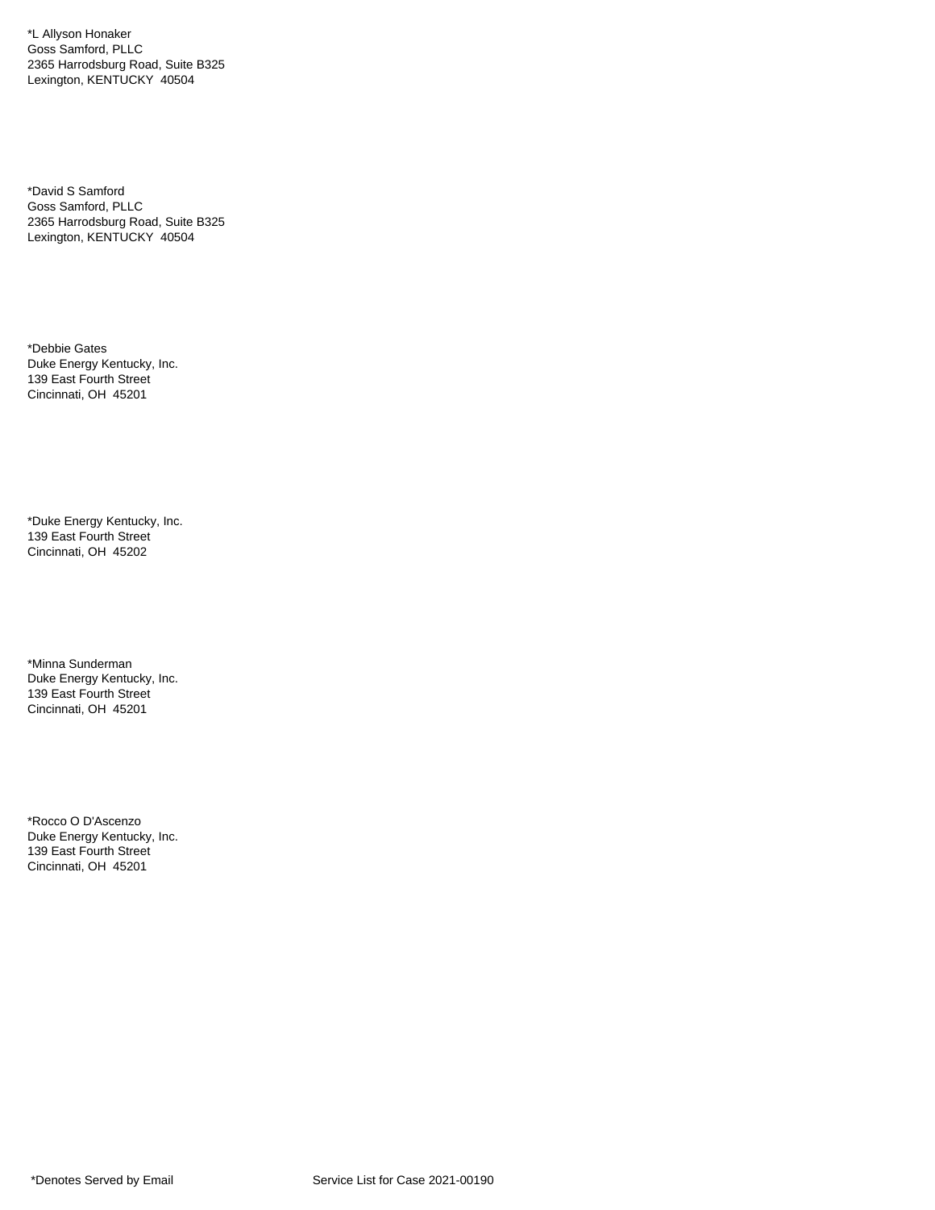*L Allyson Honaker
Goss Samford, PLLC
2365 Harrodsburg Road, Suite B325
Lexington, KENTUCKY  40504

*David S Samford
Goss Samford, PLLC
2365 Harrodsburg Road, Suite B325
Lexington, KENTUCKY  40504

*Debbie Gates
Duke Energy Kentucky, Inc.
139 East Fourth Street
Cincinnati, OH  45201

*Duke Energy Kentucky, Inc.
139 East Fourth Street
Cincinnati, OH  45202

*Minna Sunderman
Duke Energy Kentucky, Inc.
139 East Fourth Street
Cincinnati, OH  45201

*Rocco O D'Ascenzo
Duke Energy Kentucky, Inc.
139 East Fourth Street
Cincinnati, OH  45201

*Denotes Served by Email

Service List for Case 2021-00190